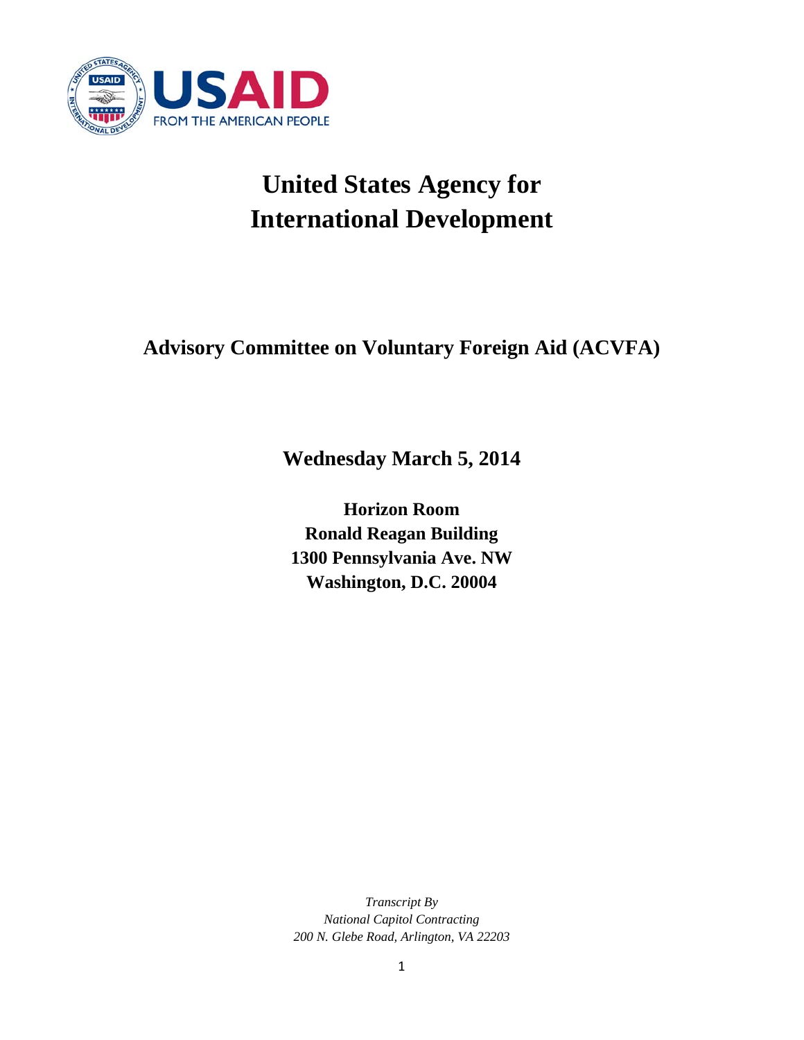USAID
FROM THE AMERICAN PEOPLE

# United States Agency for International Development

## Advisory Committee on Voluntary Foreign Aid (ACVFA)

**Wednesday March 5, 2014**

**Horizon Room**
**Ronald Reagan Building**
**1300 Pennsylvania Ave. NW**
**Washington, D.C. 20004**

*Transcript By*
*National Capitol Contracting*
*200 N. Glebe Road, Arlington, VA 22203*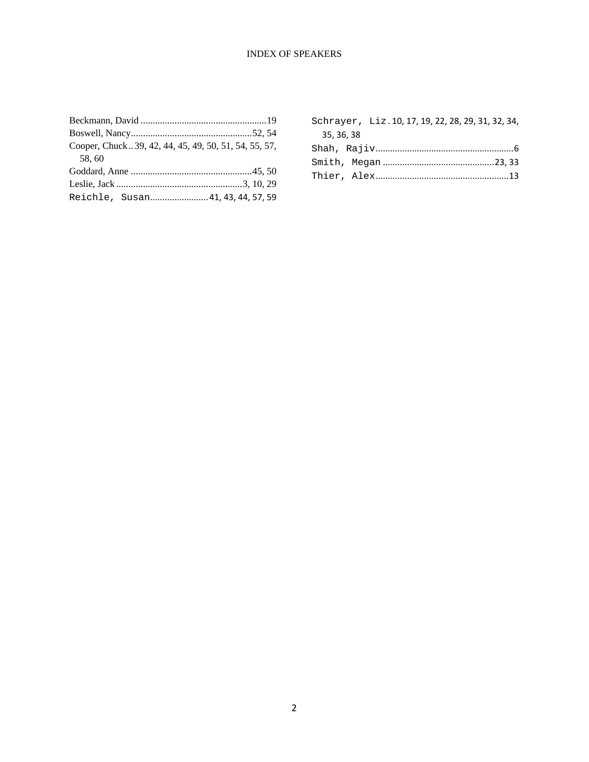# INDEX OF SPEAKERS

Beckmann, David .................................................... 19

Boswell, Nancy .................................................. 52, 54

Cooper, Chuck .. 39, 42, 44, 45, 49, 50, 51, 54, 55, 57, 58, 60

Goddard, Anne .................................................. 45, 50

Leslie, Jack .................................................... 3, 10, 29

Reichle, Susan ........................ 41, 43, 44, 57, 59

Schrayer, Liz . 10, 17, 19, 22, 28, 29, 31, 32, 34, 35, 36, 38

Shah, Rajiv ........................................................ 6

Smith, Megan ............................................. 23, 33

Thier, Alex ...................................................... 13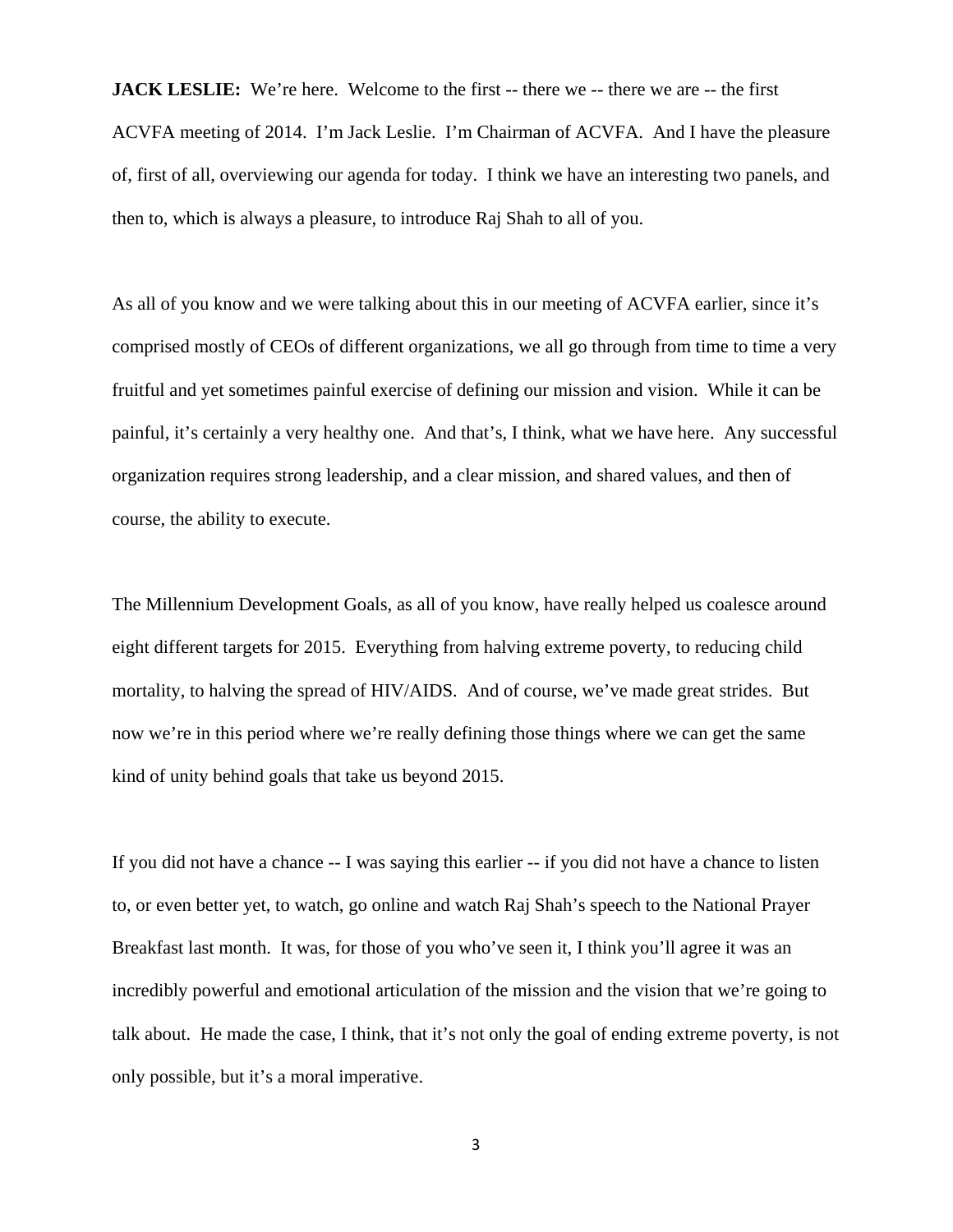**JACK LESLIE:** We're here. Welcome to the first -- there we -- there we are -- the first ACVFA meeting of 2014. I'm Jack Leslie. I'm Chairman of ACVFA. And I have the pleasure of, first of all, overviewing our agenda for today. I think we have an interesting two panels, and then to, which is always a pleasure, to introduce Raj Shah to all of you.

As all of you know and we were talking about this in our meeting of ACVFA earlier, since it's comprised mostly of CEOs of different organizations, we all go through from time to time a very fruitful and yet sometimes painful exercise of defining our mission and vision. While it can be painful, it's certainly a very healthy one. And that's, I think, what we have here. Any successful organization requires strong leadership, and a clear mission, and shared values, and then of course, the ability to execute.

The Millennium Development Goals, as all of you know, have really helped us coalesce around eight different targets for 2015. Everything from halving extreme poverty, to reducing child mortality, to halving the spread of HIV/AIDS. And of course, we've made great strides. But now we're in this period where we're really defining those things where we can get the same kind of unity behind goals that take us beyond 2015.

If you did not have a chance -- I was saying this earlier -- if you did not have a chance to listen to, or even better yet, to watch, go online and watch Raj Shah's speech to the National Prayer Breakfast last month. It was, for those of you who've seen it, I think you'll agree it was an incredibly powerful and emotional articulation of the mission and the vision that we're going to talk about. He made the case, I think, that it's not only the goal of ending extreme poverty, is not only possible, but it's a moral imperative.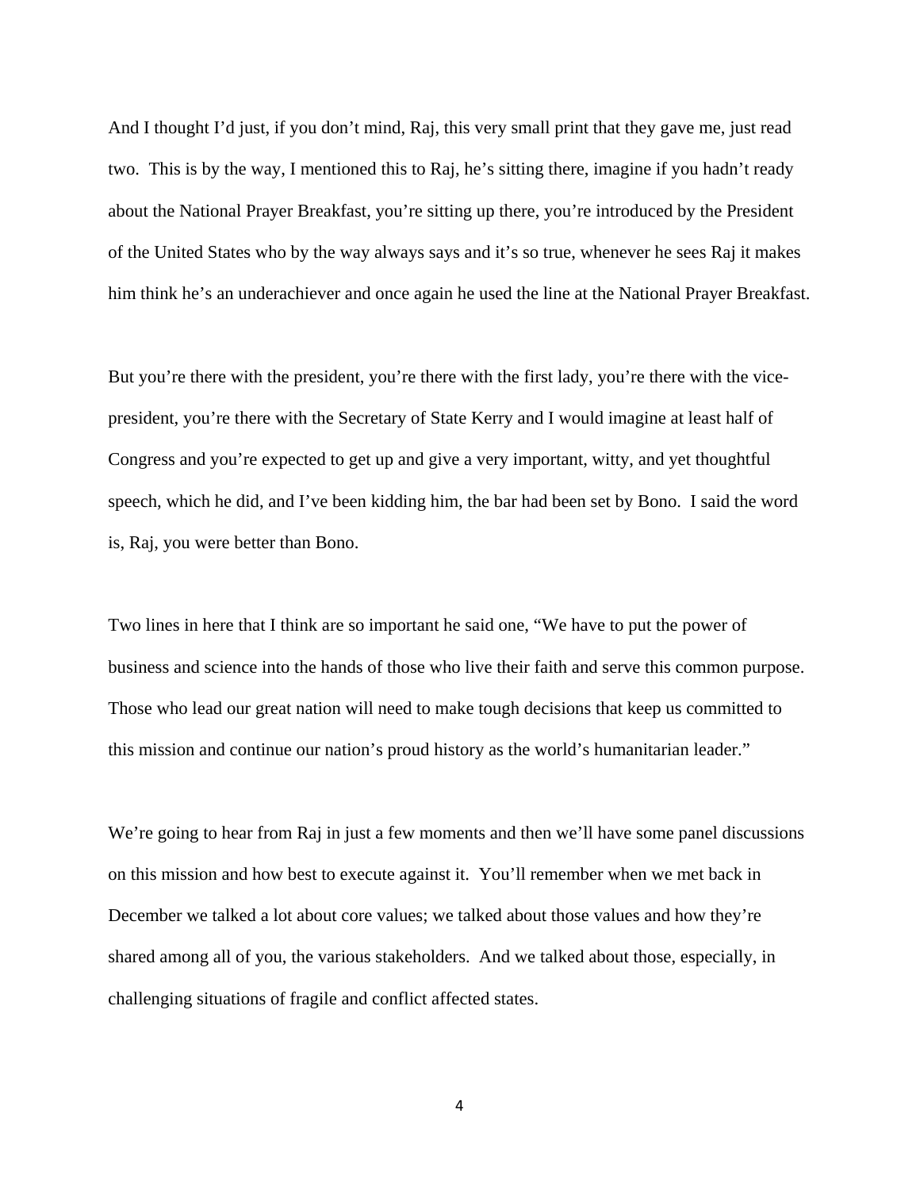And I thought I'd just, if you don't mind, Raj, this very small print that they gave me, just read two. This is by the way, I mentioned this to Raj, he's sitting there, imagine if you hadn't ready about the National Prayer Breakfast, you're sitting up there, you're introduced by the President of the United States who by the way always says and it's so true, whenever he sees Raj it makes him think he's an underachiever and once again he used the line at the National Prayer Breakfast.

But you're there with the president, you're there with the first lady, you're there with the vice-president, you're there with the Secretary of State Kerry and I would imagine at least half of Congress and you're expected to get up and give a very important, witty, and yet thoughtful speech, which he did, and I've been kidding him, the bar had been set by Bono. I said the word is, Raj, you were better than Bono.

Two lines in here that I think are so important he said one, "We have to put the power of business and science into the hands of those who live their faith and serve this common purpose. Those who lead our great nation will need to make tough decisions that keep us committed to this mission and continue our nation's proud history as the world's humanitarian leader."

We're going to hear from Raj in just a few moments and then we'll have some panel discussions on this mission and how best to execute against it. You'll remember when we met back in December we talked a lot about core values; we talked about those values and how they're shared among all of you, the various stakeholders. And we talked about those, especially, in challenging situations of fragile and conflict affected states.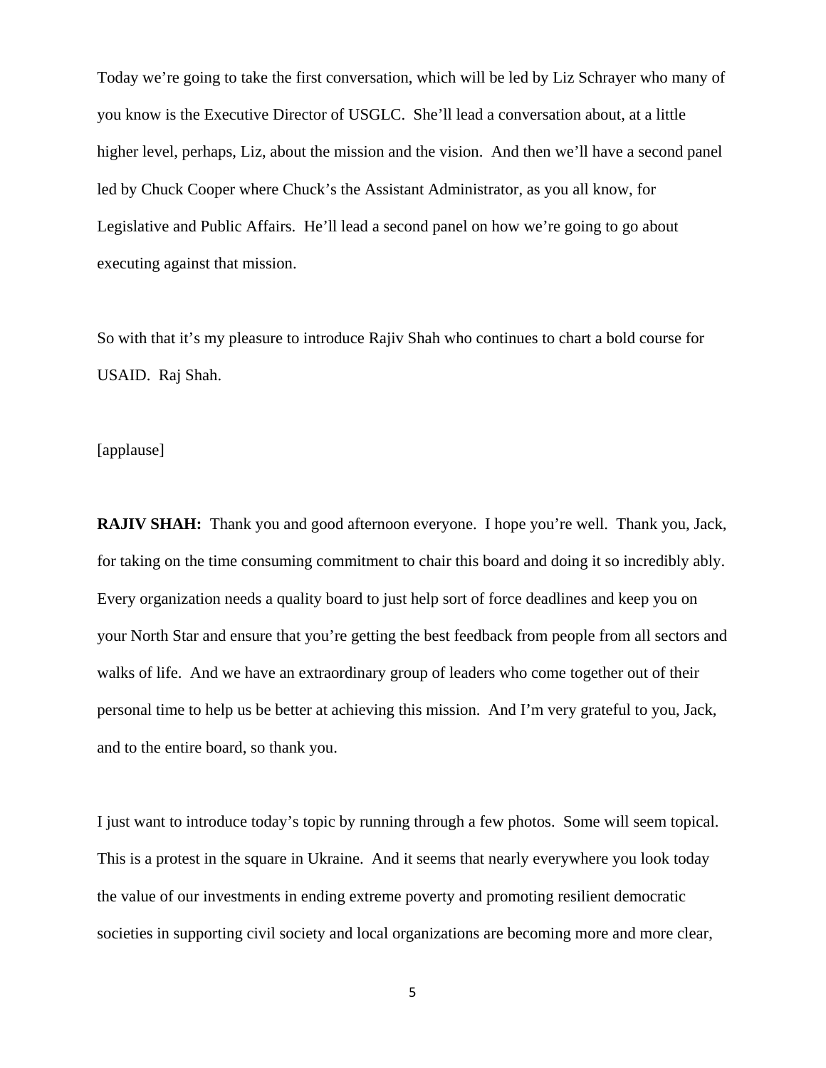Today we're going to take the first conversation, which will be led by Liz Schrayer who many of you know is the Executive Director of USGLC. She'll lead a conversation about, at a little higher level, perhaps, Liz, about the mission and the vision. And then we'll have a second panel led by Chuck Cooper where Chuck's the Assistant Administrator, as you all know, for Legislative and Public Affairs. He'll lead a second panel on how we're going to go about executing against that mission.

So with that it's my pleasure to introduce Rajiv Shah who continues to chart a bold course for USAID. Raj Shah.

[applause]

**RAJIV SHAH:** Thank you and good afternoon everyone. I hope you're well. Thank you, Jack, for taking on the time consuming commitment to chair this board and doing it so incredibly ably. Every organization needs a quality board to just help sort of force deadlines and keep you on your North Star and ensure that you're getting the best feedback from people from all sectors and walks of life. And we have an extraordinary group of leaders who come together out of their personal time to help us be better at achieving this mission. And I'm very grateful to you, Jack, and to the entire board, so thank you.

I just want to introduce today's topic by running through a few photos. Some will seem topical. This is a protest in the square in Ukraine. And it seems that nearly everywhere you look today the value of our investments in ending extreme poverty and promoting resilient democratic societies in supporting civil society and local organizations are becoming more and more clear,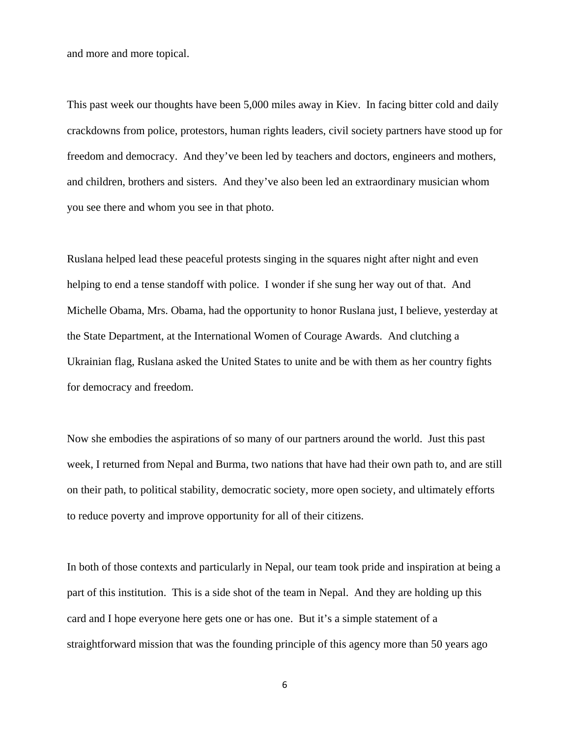and more and more topical.

This past week our thoughts have been 5,000 miles away in Kiev. In facing bitter cold and daily crackdowns from police, protestors, human rights leaders, civil society partners have stood up for freedom and democracy. And they've been led by teachers and doctors, engineers and mothers, and children, brothers and sisters. And they've also been led an extraordinary musician whom you see there and whom you see in that photo.

Ruslana helped lead these peaceful protests singing in the squares night after night and even helping to end a tense standoff with police. I wonder if she sung her way out of that. And Michelle Obama, Mrs. Obama, had the opportunity to honor Ruslana just, I believe, yesterday at the State Department, at the International Women of Courage Awards. And clutching a Ukrainian flag, Ruslana asked the United States to unite and be with them as her country fights for democracy and freedom.

Now she embodies the aspirations of so many of our partners around the world. Just this past week, I returned from Nepal and Burma, two nations that have had their own path to, and are still on their path, to political stability, democratic society, more open society, and ultimately efforts to reduce poverty and improve opportunity for all of their citizens.

In both of those contexts and particularly in Nepal, our team took pride and inspiration at being a part of this institution. This is a side shot of the team in Nepal. And they are holding up this card and I hope everyone here gets one or has one. But it's a simple statement of a straightforward mission that was the founding principle of this agency more than 50 years ago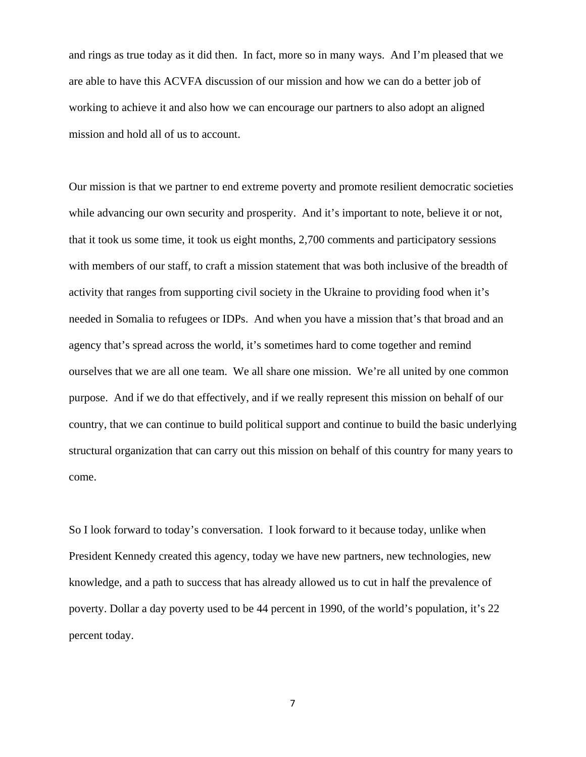and rings as true today as it did then. In fact, more so in many ways. And I'm pleased that we are able to have this ACVFA discussion of our mission and how we can do a better job of working to achieve it and also how we can encourage our partners to also adopt an aligned mission and hold all of us to account.

Our mission is that we partner to end extreme poverty and promote resilient democratic societies while advancing our own security and prosperity. And it's important to note, believe it or not, that it took us some time, it took us eight months, 2,700 comments and participatory sessions with members of our staff, to craft a mission statement that was both inclusive of the breadth of activity that ranges from supporting civil society in the Ukraine to providing food when it's needed in Somalia to refugees or IDPs. And when you have a mission that's that broad and an agency that's spread across the world, it's sometimes hard to come together and remind ourselves that we are all one team. We all share one mission. We're all united by one common purpose. And if we do that effectively, and if we really represent this mission on behalf of our country, that we can continue to build political support and continue to build the basic underlying structural organization that can carry out this mission on behalf of this country for many years to come.

So I look forward to today's conversation. I look forward to it because today, unlike when President Kennedy created this agency, today we have new partners, new technologies, new knowledge, and a path to success that has already allowed us to cut in half the prevalence of poverty. Dollar a day poverty used to be 44 percent in 1990, of the world's population, it's 22 percent today.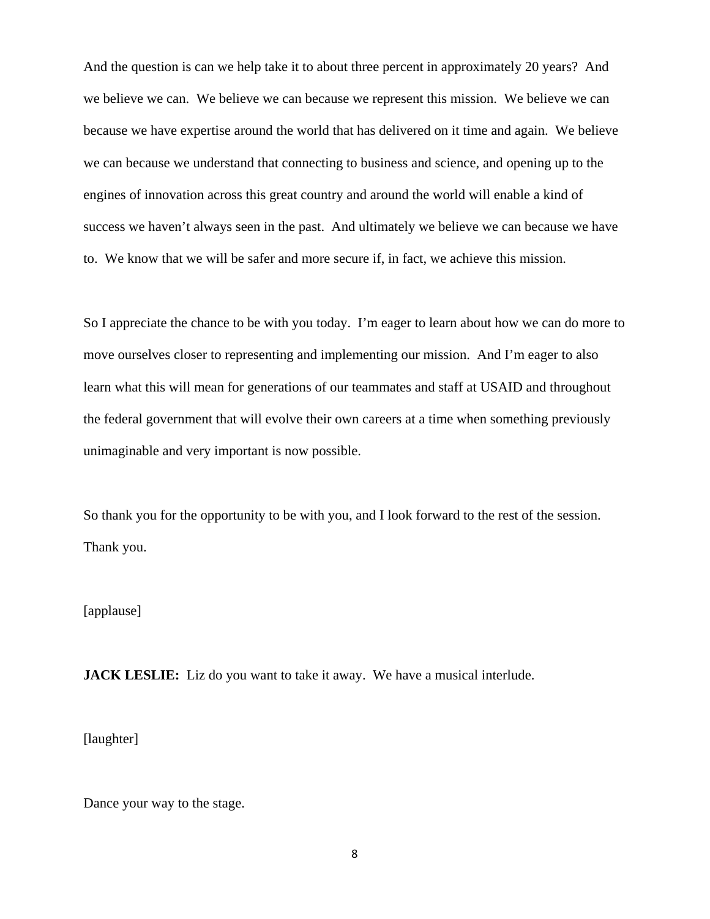And the question is can we help take it to about three percent in approximately 20 years? And we believe we can. We believe we can because we represent this mission. We believe we can because we have expertise around the world that has delivered on it time and again. We believe we can because we understand that connecting to business and science, and opening up to the engines of innovation across this great country and around the world will enable a kind of success we haven't always seen in the past. And ultimately we believe we can because we have to. We know that we will be safer and more secure if, in fact, we achieve this mission.

So I appreciate the chance to be with you today. I'm eager to learn about how we can do more to move ourselves closer to representing and implementing our mission. And I'm eager to also learn what this will mean for generations of our teammates and staff at USAID and throughout the federal government that will evolve their own careers at a time when something previously unimaginable and very important is now possible.

So thank you for the opportunity to be with you, and I look forward to the rest of the session. Thank you.

[applause]

**JACK LESLIE:** Liz do you want to take it away. We have a musical interlude.

[laughter]

Dance your way to the stage.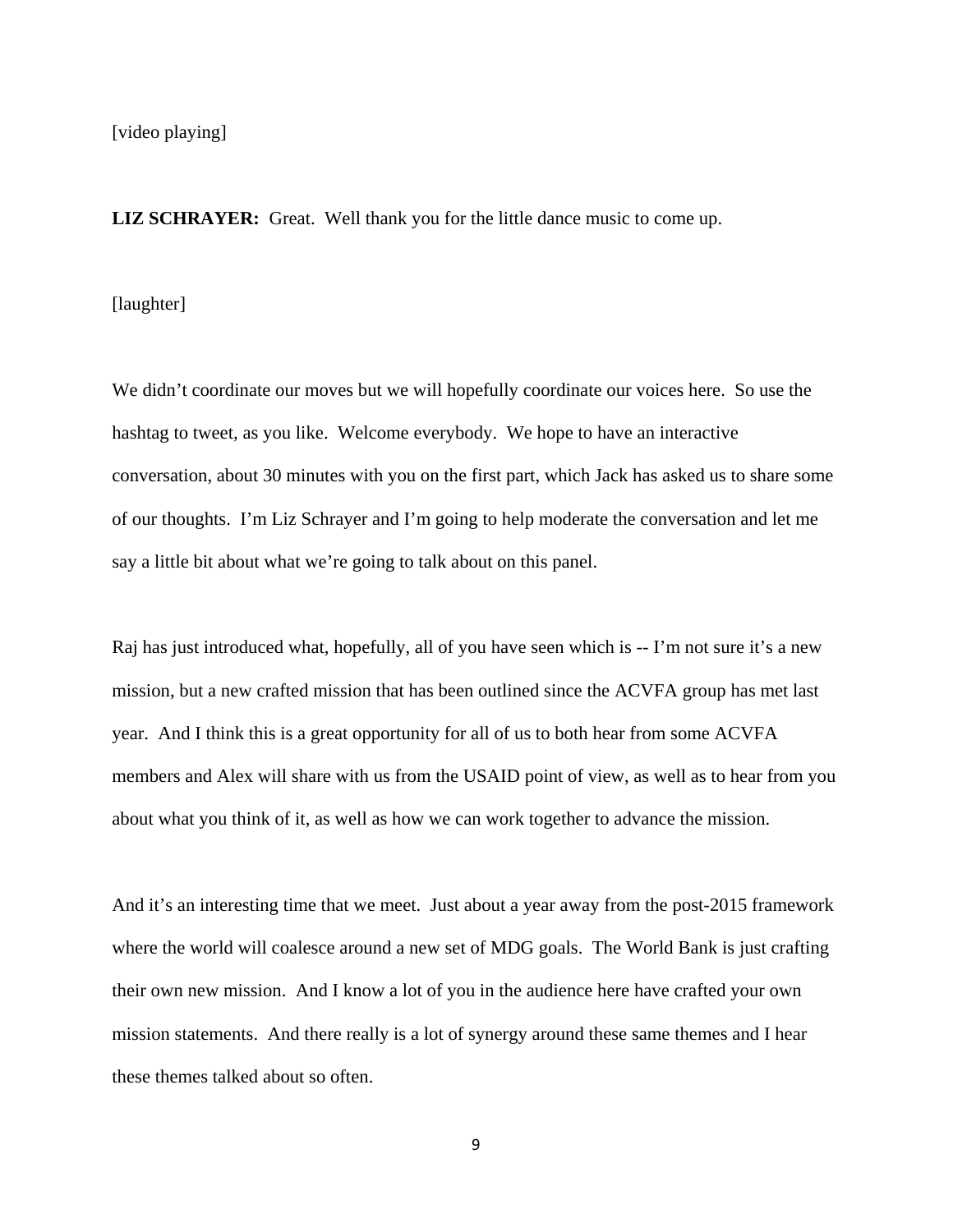[video playing]

**LIZ SCHRAYER:** Great. Well thank you for the little dance music to come up.

[laughter]

We didn't coordinate our moves but we will hopefully coordinate our voices here. So use the hashtag to tweet, as you like. Welcome everybody. We hope to have an interactive conversation, about 30 minutes with you on the first part, which Jack has asked us to share some of our thoughts. I'm Liz Schrayer and I'm going to help moderate the conversation and let me say a little bit about what we're going to talk about on this panel.

Raj has just introduced what, hopefully, all of you have seen which is -- I'm not sure it's a new mission, but a new crafted mission that has been outlined since the ACVFA group has met last year. And I think this is a great opportunity for all of us to both hear from some ACVFA members and Alex will share with us from the USAID point of view, as well as to hear from you about what you think of it, as well as how we can work together to advance the mission.

And it's an interesting time that we meet. Just about a year away from the post-2015 framework where the world will coalesce around a new set of MDG goals. The World Bank is just crafting their own new mission. And I know a lot of you in the audience here have crafted your own mission statements. And there really is a lot of synergy around these same themes and I hear these themes talked about so often.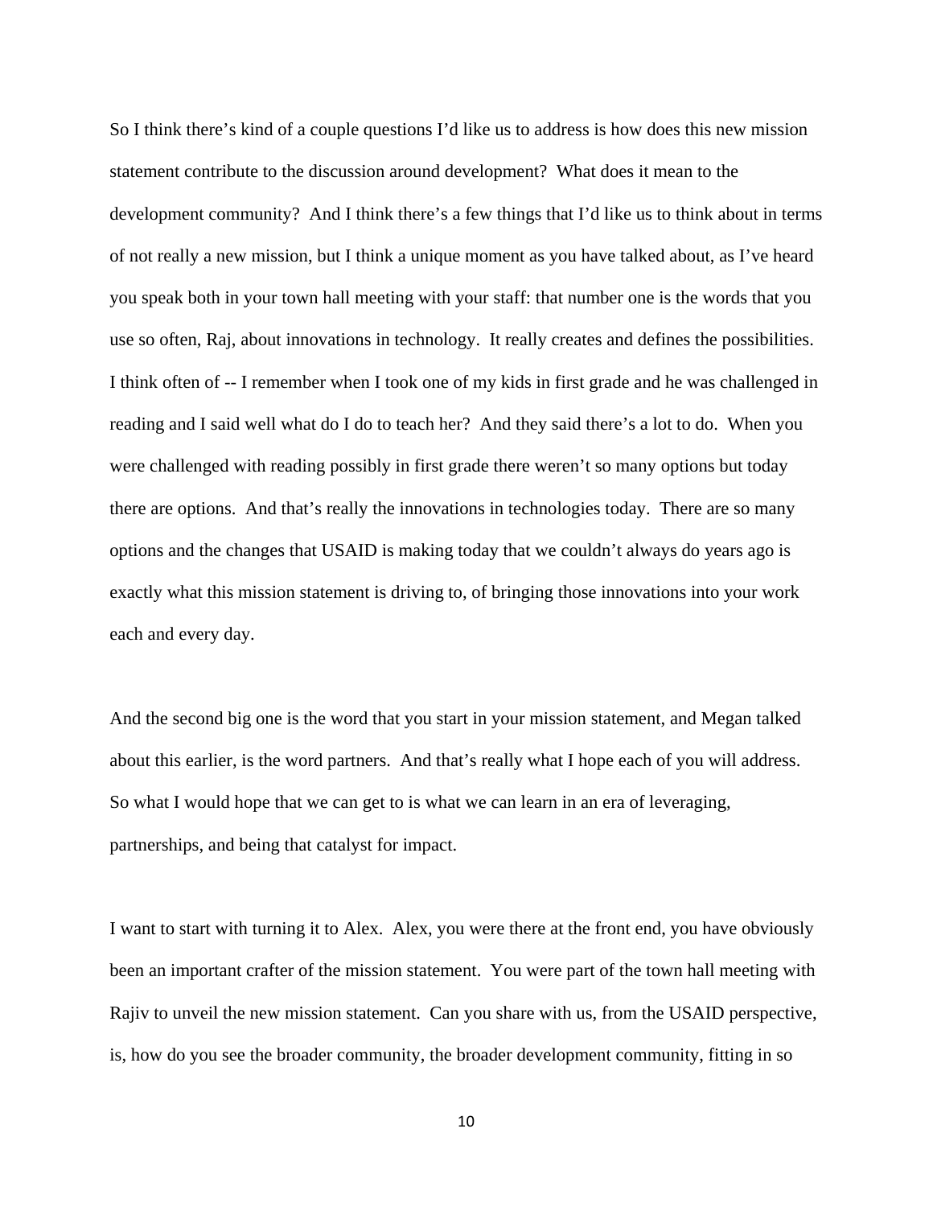So I think there's kind of a couple questions I'd like us to address is how does this new mission statement contribute to the discussion around development? What does it mean to the development community? And I think there's a few things that I'd like us to think about in terms of not really a new mission, but I think a unique moment as you have talked about, as I've heard you speak both in your town hall meeting with your staff: that number one is the words that you use so often, Raj, about innovations in technology. It really creates and defines the possibilities. I think often of -- I remember when I took one of my kids in first grade and he was challenged in reading and I said well what do I do to teach her? And they said there's a lot to do. When you were challenged with reading possibly in first grade there weren't so many options but today there are options. And that's really the innovations in technologies today. There are so many options and the changes that USAID is making today that we couldn't always do years ago is exactly what this mission statement is driving to, of bringing those innovations into your work each and every day.

And the second big one is the word that you start in your mission statement, and Megan talked about this earlier, is the word partners. And that's really what I hope each of you will address. So what I would hope that we can get to is what we can learn in an era of leveraging, partnerships, and being that catalyst for impact.

I want to start with turning it to Alex. Alex, you were there at the front end, you have obviously been an important crafter of the mission statement. You were part of the town hall meeting with Rajiv to unveil the new mission statement. Can you share with us, from the USAID perspective, is, how do you see the broader community, the broader development community, fitting in so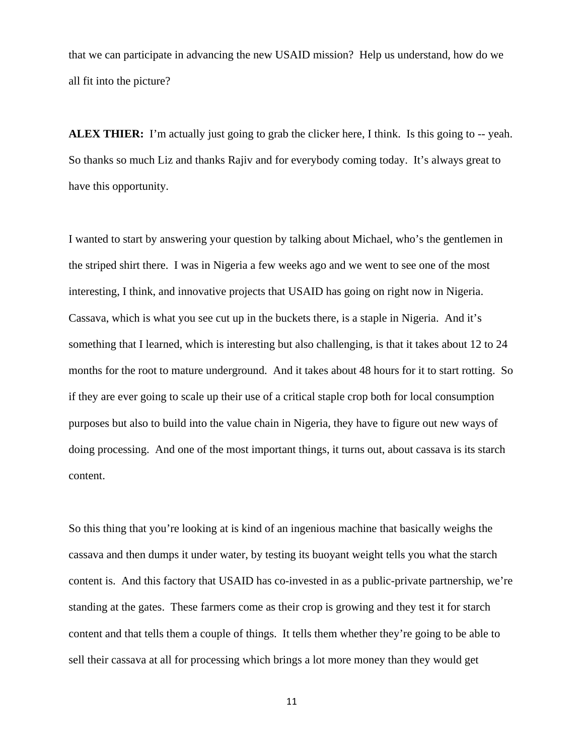that we can participate in advancing the new USAID mission? Help us understand, how do we all fit into the picture?

**ALEX THIER:** I'm actually just going to grab the clicker here, I think. Is this going to -- yeah. So thanks so much Liz and thanks Rajiv and for everybody coming today. It's always great to have this opportunity.

I wanted to start by answering your question by talking about Michael, who's the gentlemen in the striped shirt there. I was in Nigeria a few weeks ago and we went to see one of the most interesting, I think, and innovative projects that USAID has going on right now in Nigeria. Cassava, which is what you see cut up in the buckets there, is a staple in Nigeria. And it's something that I learned, which is interesting but also challenging, is that it takes about 12 to 24 months for the root to mature underground. And it takes about 48 hours for it to start rotting. So if they are ever going to scale up their use of a critical staple crop both for local consumption purposes but also to build into the value chain in Nigeria, they have to figure out new ways of doing processing. And one of the most important things, it turns out, about cassava is its starch content.

So this thing that you're looking at is kind of an ingenious machine that basically weighs the cassava and then dumps it under water, by testing its buoyant weight tells you what the starch content is. And this factory that USAID has co-invested in as a public-private partnership, we're standing at the gates. These farmers come as their crop is growing and they test it for starch content and that tells them a couple of things. It tells them whether they're going to be able to sell their cassava at all for processing which brings a lot more money than they would get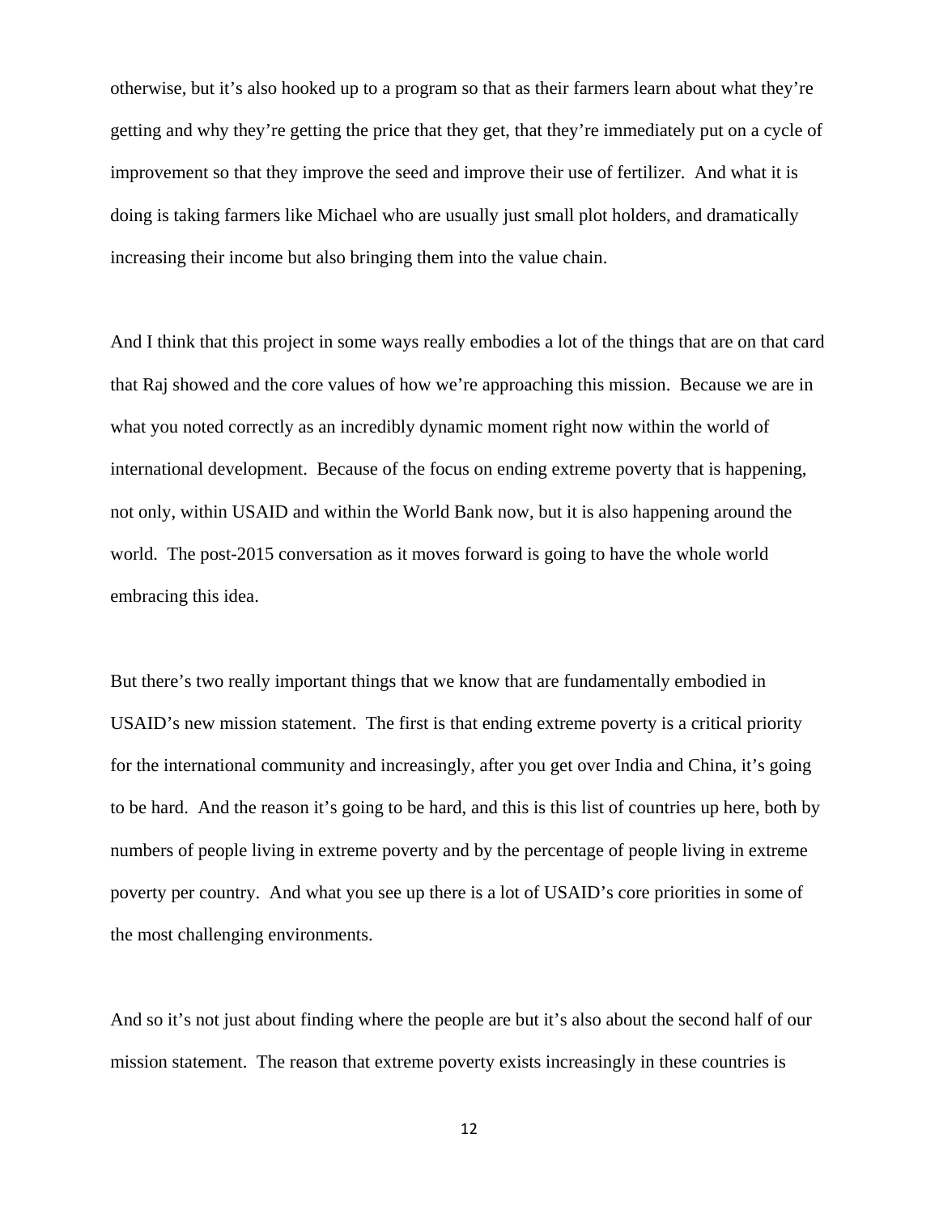otherwise, but it's also hooked up to a program so that as their farmers learn about what they're getting and why they're getting the price that they get, that they're immediately put on a cycle of improvement so that they improve the seed and improve their use of fertilizer. And what it is doing is taking farmers like Michael who are usually just small plot holders, and dramatically increasing their income but also bringing them into the value chain.

And I think that this project in some ways really embodies a lot of the things that are on that card that Raj showed and the core values of how we're approaching this mission. Because we are in what you noted correctly as an incredibly dynamic moment right now within the world of international development. Because of the focus on ending extreme poverty that is happening, not only, within USAID and within the World Bank now, but it is also happening around the world. The post-2015 conversation as it moves forward is going to have the whole world embracing this idea.

But there's two really important things that we know that are fundamentally embodied in USAID's new mission statement. The first is that ending extreme poverty is a critical priority for the international community and increasingly, after you get over India and China, it's going to be hard. And the reason it's going to be hard, and this is this list of countries up here, both by numbers of people living in extreme poverty and by the percentage of people living in extreme poverty per country. And what you see up there is a lot of USAID's core priorities in some of the most challenging environments.

And so it's not just about finding where the people are but it's also about the second half of our mission statement. The reason that extreme poverty exists increasingly in these countries is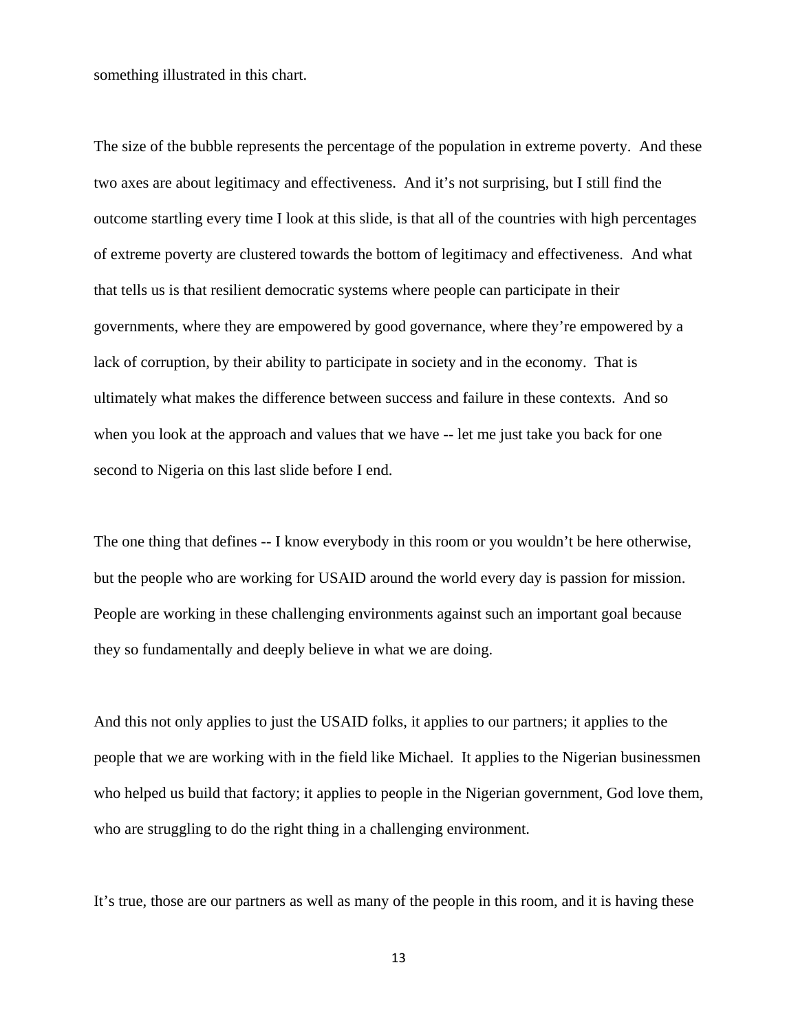something illustrated in this chart.

The size of the bubble represents the percentage of the population in extreme poverty. And these two axes are about legitimacy and effectiveness. And it's not surprising, but I still find the outcome startling every time I look at this slide, is that all of the countries with high percentages of extreme poverty are clustered towards the bottom of legitimacy and effectiveness. And what that tells us is that resilient democratic systems where people can participate in their governments, where they are empowered by good governance, where they're empowered by a lack of corruption, by their ability to participate in society and in the economy. That is ultimately what makes the difference between success and failure in these contexts. And so when you look at the approach and values that we have -- let me just take you back for one second to Nigeria on this last slide before I end.

The one thing that defines -- I know everybody in this room or you wouldn't be here otherwise, but the people who are working for USAID around the world every day is passion for mission. People are working in these challenging environments against such an important goal because they so fundamentally and deeply believe in what we are doing.

And this not only applies to just the USAID folks, it applies to our partners; it applies to the people that we are working with in the field like Michael. It applies to the Nigerian businessmen who helped us build that factory; it applies to people in the Nigerian government, God love them, who are struggling to do the right thing in a challenging environment.

It's true, those are our partners as well as many of the people in this room, and it is having these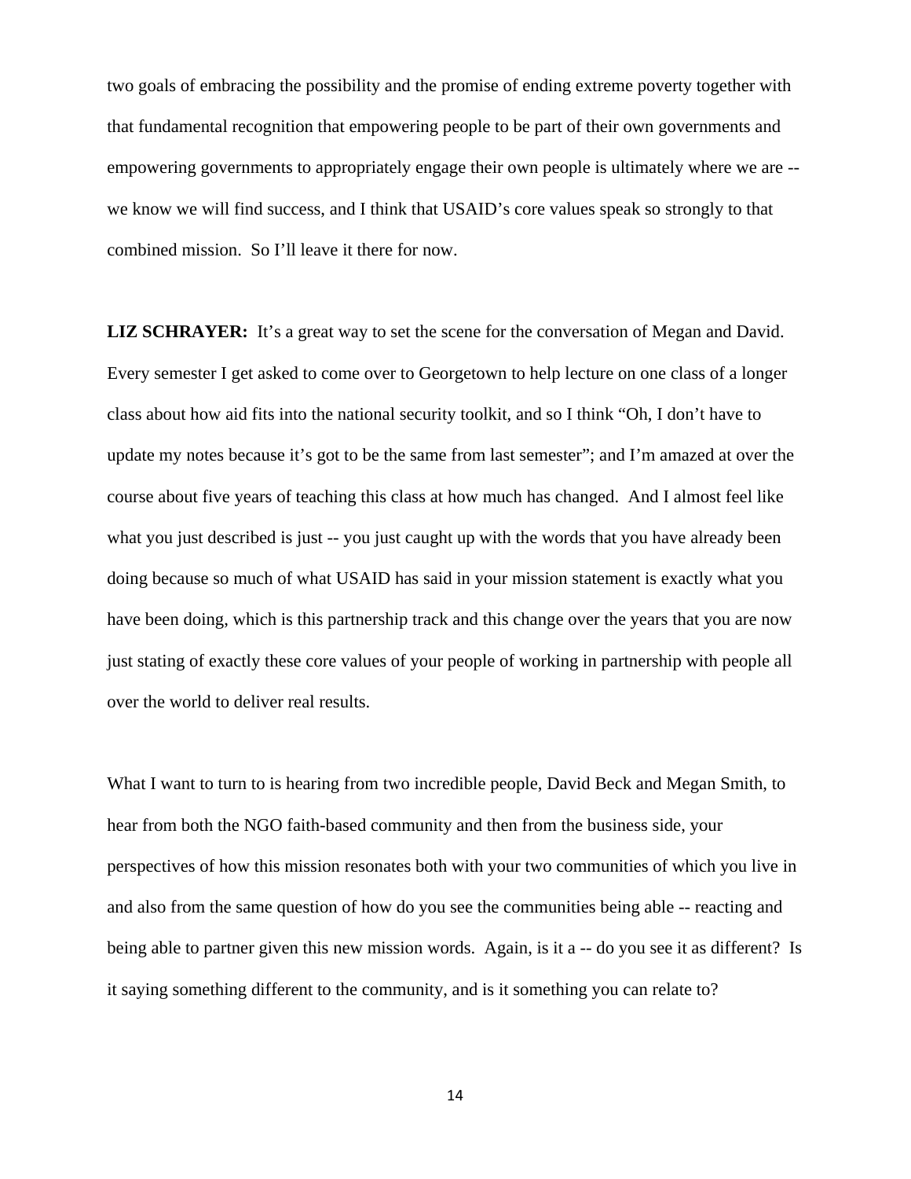two goals of embracing the possibility and the promise of ending extreme poverty together with that fundamental recognition that empowering people to be part of their own governments and empowering governments to appropriately engage their own people is ultimately where we are -- we know we will find success, and I think that USAID's core values speak so strongly to that combined mission. So I'll leave it there for now.

**LIZ SCHRAYER:** It's a great way to set the scene for the conversation of Megan and David. Every semester I get asked to come over to Georgetown to help lecture on one class of a longer class about how aid fits into the national security toolkit, and so I think "Oh, I don't have to update my notes because it's got to be the same from last semester"; and I'm amazed at over the course about five years of teaching this class at how much has changed. And I almost feel like what you just described is just -- you just caught up with the words that you have already been doing because so much of what USAID has said in your mission statement is exactly what you have been doing, which is this partnership track and this change over the years that you are now just stating of exactly these core values of your people of working in partnership with people all over the world to deliver real results.

What I want to turn to is hearing from two incredible people, David Beck and Megan Smith, to hear from both the NGO faith-based community and then from the business side, your perspectives of how this mission resonates both with your two communities of which you live in and also from the same question of how do you see the communities being able -- reacting and being able to partner given this new mission words. Again, is it a -- do you see it as different? Is it saying something different to the community, and is it something you can relate to?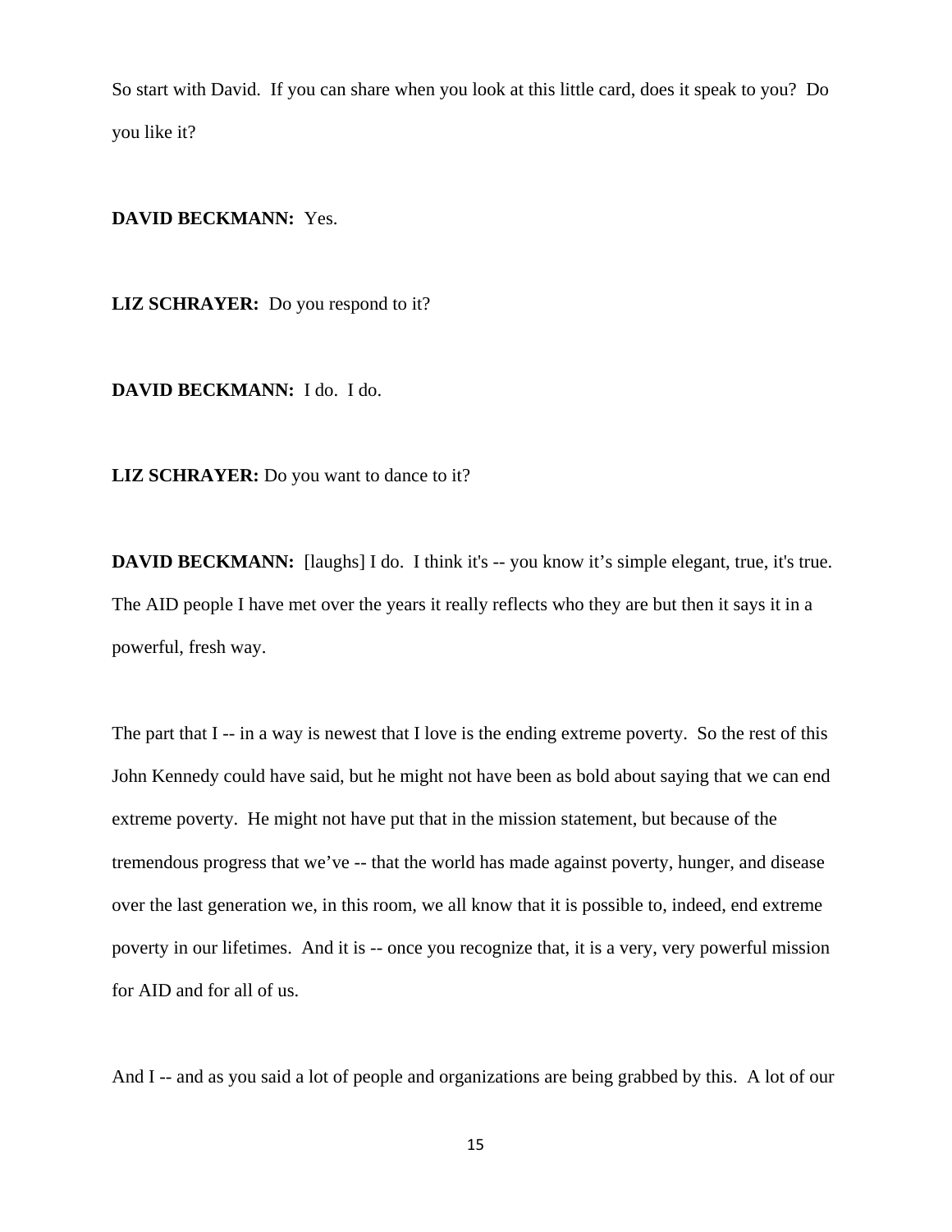So start with David. If you can share when you look at this little card, does it speak to you? Do you like it?

**DAVID BECKMANN:** Yes.

**LIZ SCHRAYER:** Do you respond to it?

**DAVID BECKMANN:** I do. I do.

**LIZ SCHRAYER:** Do you want to dance to it?

**DAVID BECKMANN:** [laughs] I do. I think it's -- you know it's simple elegant, true, it's true. The AID people I have met over the years it really reflects who they are but then it says it in a powerful, fresh way.

The part that I -- in a way is newest that I love is the ending extreme poverty. So the rest of this John Kennedy could have said, but he might not have been as bold about saying that we can end extreme poverty. He might not have put that in the mission statement, but because of the tremendous progress that we've -- that the world has made against poverty, hunger, and disease over the last generation we, in this room, we all know that it is possible to, indeed, end extreme poverty in our lifetimes. And it is -- once you recognize that, it is a very, very powerful mission for AID and for all of us.

And I -- and as you said a lot of people and organizations are being grabbed by this. A lot of our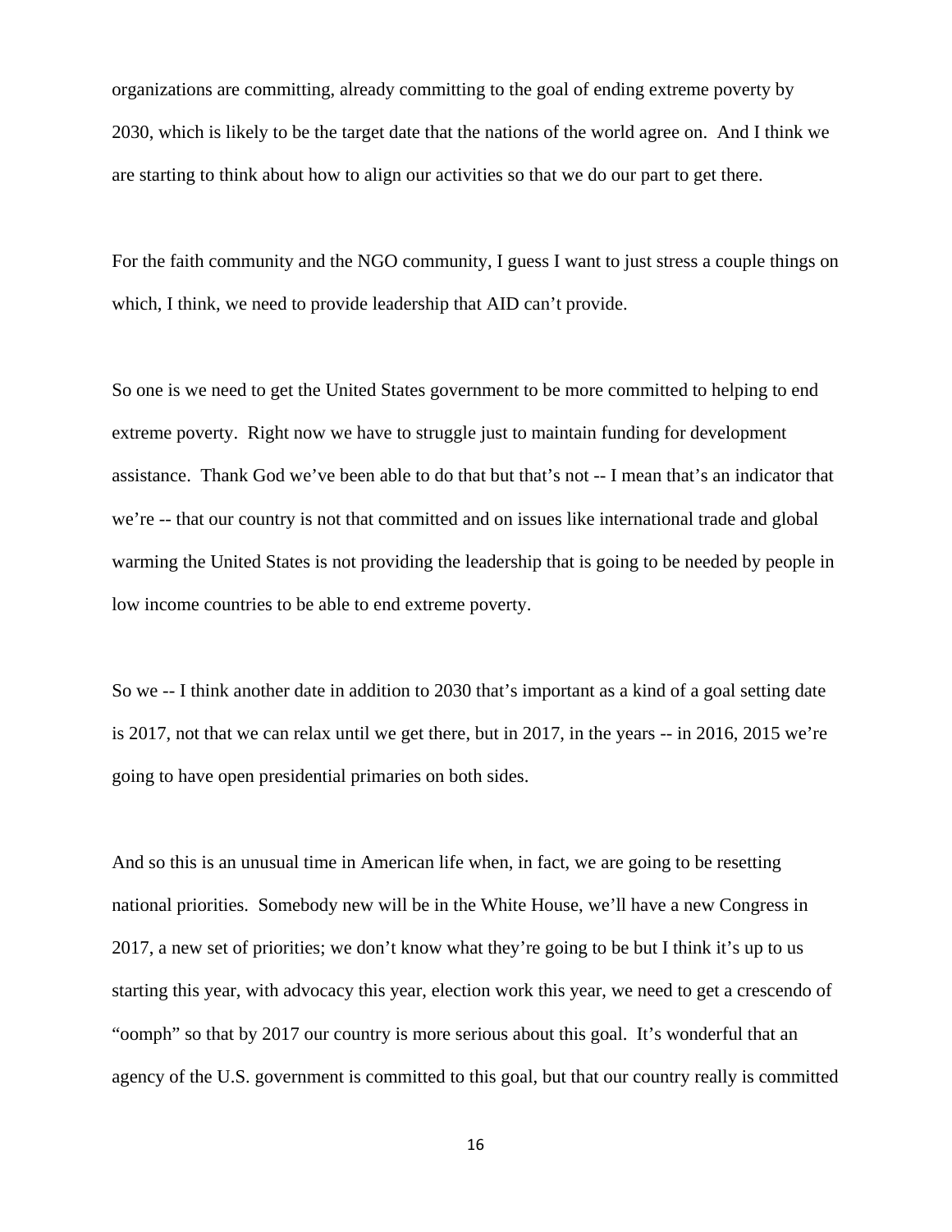organizations are committing, already committing to the goal of ending extreme poverty by 2030, which is likely to be the target date that the nations of the world agree on. And I think we are starting to think about how to align our activities so that we do our part to get there.

For the faith community and the NGO community, I guess I want to just stress a couple things on which, I think, we need to provide leadership that AID can't provide.

So one is we need to get the United States government to be more committed to helping to end extreme poverty. Right now we have to struggle just to maintain funding for development assistance. Thank God we've been able to do that but that's not -- I mean that's an indicator that we're -- that our country is not that committed and on issues like international trade and global warming the United States is not providing the leadership that is going to be needed by people in low income countries to be able to end extreme poverty.

So we -- I think another date in addition to 2030 that's important as a kind of a goal setting date is 2017, not that we can relax until we get there, but in 2017, in the years -- in 2016, 2015 we're going to have open presidential primaries on both sides.

And so this is an unusual time in American life when, in fact, we are going to be resetting national priorities. Somebody new will be in the White House, we'll have a new Congress in 2017, a new set of priorities; we don't know what they're going to be but I think it's up to us starting this year, with advocacy this year, election work this year, we need to get a crescendo of "oomph" so that by 2017 our country is more serious about this goal. It's wonderful that an agency of the U.S. government is committed to this goal, but that our country really is committed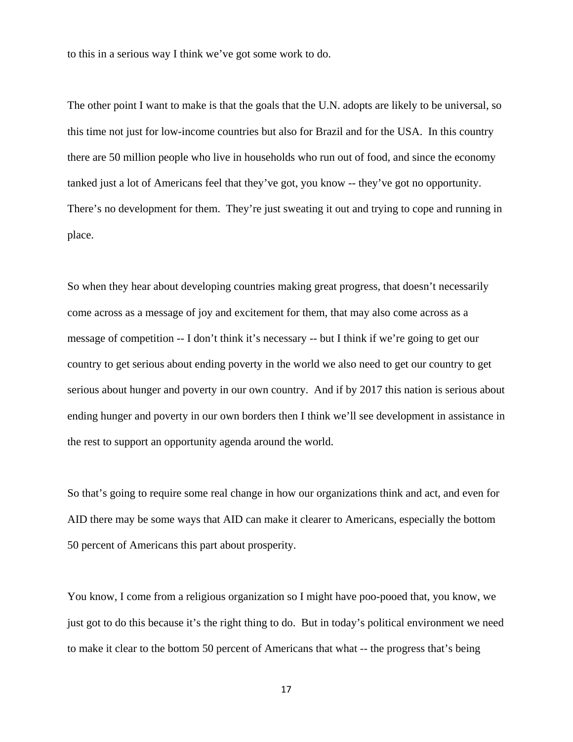to this in a serious way I think we've got some work to do.

The other point I want to make is that the goals that the U.N. adopts are likely to be universal, so this time not just for low-income countries but also for Brazil and for the USA. In this country there are 50 million people who live in households who run out of food, and since the economy tanked just a lot of Americans feel that they've got, you know -- they've got no opportunity. There's no development for them. They're just sweating it out and trying to cope and running in place.

So when they hear about developing countries making great progress, that doesn't necessarily come across as a message of joy and excitement for them, that may also come across as a message of competition -- I don't think it's necessary -- but I think if we're going to get our country to get serious about ending poverty in the world we also need to get our country to get serious about hunger and poverty in our own country. And if by 2017 this nation is serious about ending hunger and poverty in our own borders then I think we'll see development in assistance in the rest to support an opportunity agenda around the world.

So that's going to require some real change in how our organizations think and act, and even for AID there may be some ways that AID can make it clearer to Americans, especially the bottom 50 percent of Americans this part about prosperity.

You know, I come from a religious organization so I might have poo-pooed that, you know, we just got to do this because it's the right thing to do. But in today's political environment we need to make it clear to the bottom 50 percent of Americans that what -- the progress that's being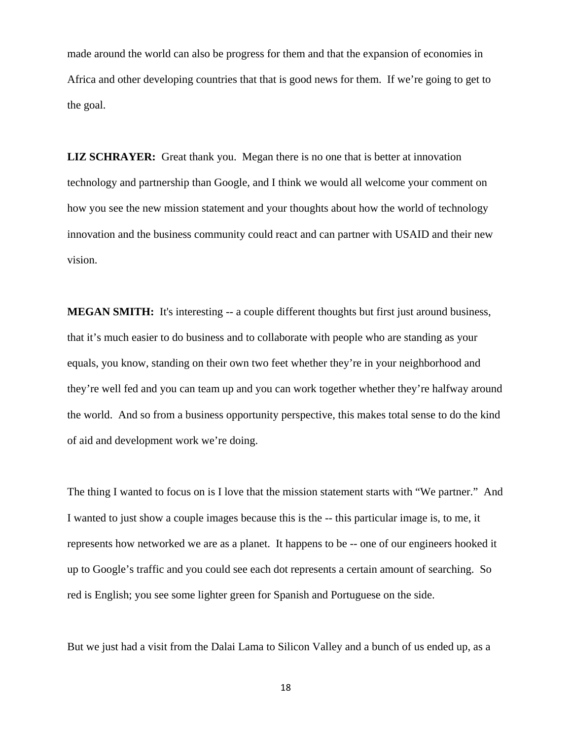made around the world can also be progress for them and that the expansion of economies in Africa and other developing countries that that is good news for them. If we're going to get to the goal.

**LIZ SCHRAYER:** Great thank you. Megan there is no one that is better at innovation technology and partnership than Google, and I think we would all welcome your comment on how you see the new mission statement and your thoughts about how the world of technology innovation and the business community could react and can partner with USAID and their new vision.

**MEGAN SMITH:** It's interesting -- a couple different thoughts but first just around business, that it's much easier to do business and to collaborate with people who are standing as your equals, you know, standing on their own two feet whether they're in your neighborhood and they're well fed and you can team up and you can work together whether they're halfway around the world. And so from a business opportunity perspective, this makes total sense to do the kind of aid and development work we're doing.

The thing I wanted to focus on is I love that the mission statement starts with "We partner." And I wanted to just show a couple images because this is the -- this particular image is, to me, it represents how networked we are as a planet. It happens to be -- one of our engineers hooked it up to Google's traffic and you could see each dot represents a certain amount of searching. So red is English; you see some lighter green for Spanish and Portuguese on the side.

But we just had a visit from the Dalai Lama to Silicon Valley and a bunch of us ended up, as a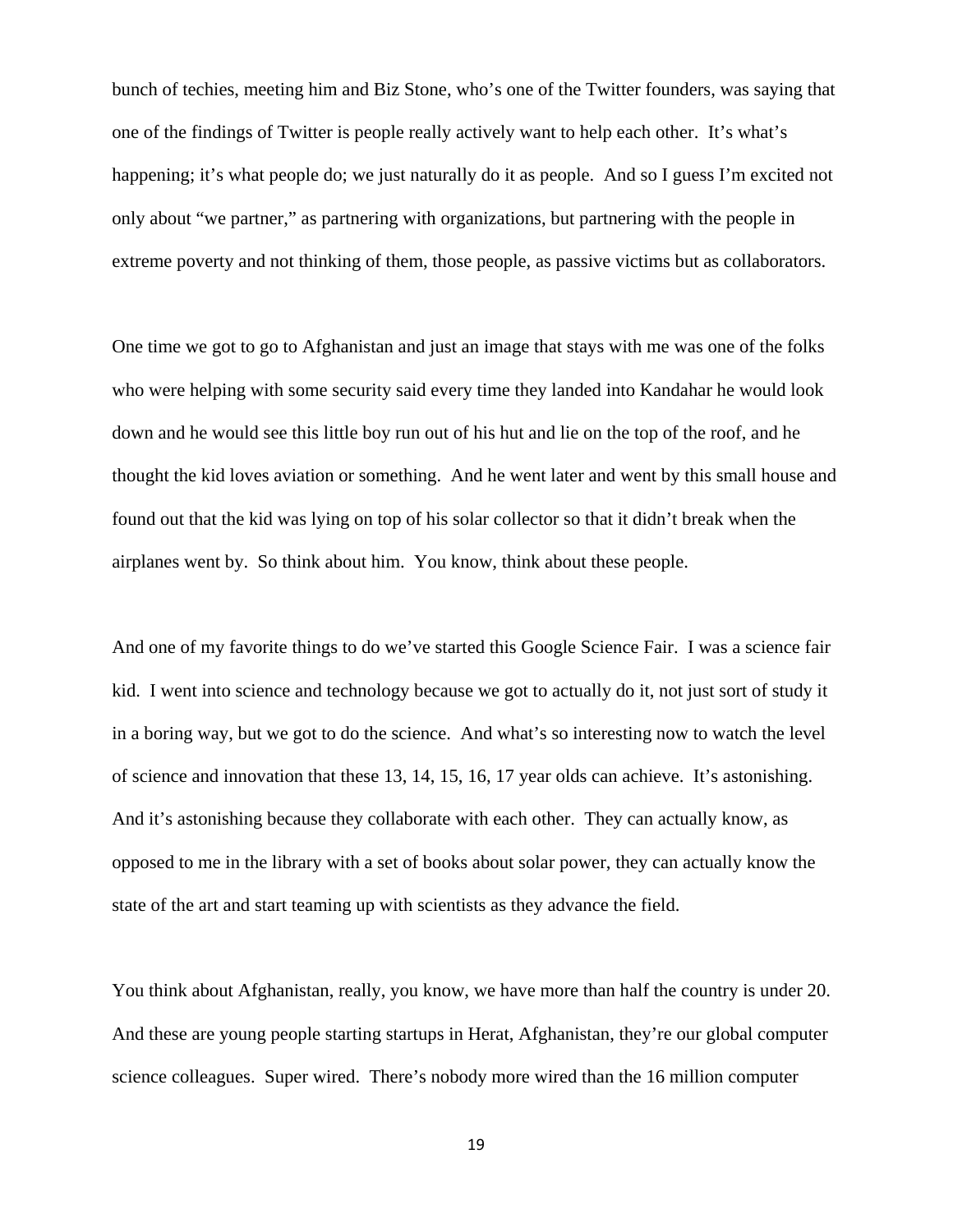bunch of techies, meeting him and Biz Stone, who's one of the Twitter founders, was saying that one of the findings of Twitter is people really actively want to help each other. It's what's happening; it's what people do; we just naturally do it as people. And so I guess I'm excited not only about "we partner," as partnering with organizations, but partnering with the people in extreme poverty and not thinking of them, those people, as passive victims but as collaborators.

One time we got to go to Afghanistan and just an image that stays with me was one of the folks who were helping with some security said every time they landed into Kandahar he would look down and he would see this little boy run out of his hut and lie on the top of the roof, and he thought the kid loves aviation or something. And he went later and went by this small house and found out that the kid was lying on top of his solar collector so that it didn't break when the airplanes went by. So think about him. You know, think about these people.

And one of my favorite things to do we've started this Google Science Fair. I was a science fair kid. I went into science and technology because we got to actually do it, not just sort of study it in a boring way, but we got to do the science. And what's so interesting now to watch the level of science and innovation that these 13, 14, 15, 16, 17 year olds can achieve. It's astonishing. And it's astonishing because they collaborate with each other. They can actually know, as opposed to me in the library with a set of books about solar power, they can actually know the state of the art and start teaming up with scientists as they advance the field.

You think about Afghanistan, really, you know, we have more than half the country is under 20. And these are young people starting startups in Herat, Afghanistan, they're our global computer science colleagues. Super wired. There's nobody more wired than the 16 million computer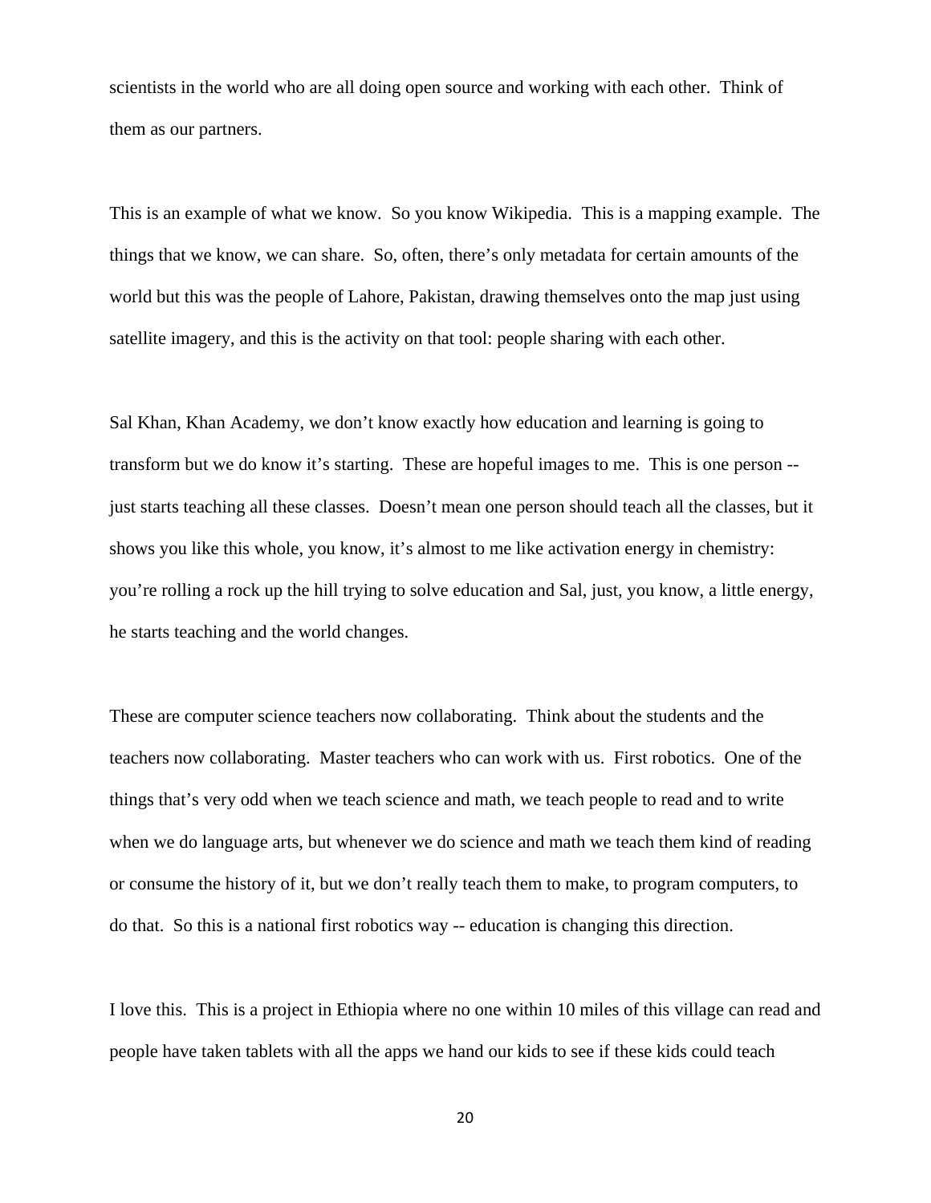scientists in the world who are all doing open source and working with each other.  Think of them as our partners.

This is an example of what we know.  So you know Wikipedia.  This is a mapping example.  The things that we know, we can share.  So, often, there's only metadata for certain amounts of the world but this was the people of Lahore, Pakistan, drawing themselves onto the map just using satellite imagery, and this is the activity on that tool: people sharing with each other.

Sal Khan, Khan Academy, we don't know exactly how education and learning is going to transform but we do know it's starting.  These are hopeful images to me.  This is one person -- just starts teaching all these classes.  Doesn't mean one person should teach all the classes, but it shows you like this whole, you know, it's almost to me like activation energy in chemistry: you're rolling a rock up the hill trying to solve education and Sal, just, you know, a little energy, he starts teaching and the world changes.

These are computer science teachers now collaborating.  Think about the students and the teachers now collaborating.  Master teachers who can work with us.  First robotics.  One of the things that's very odd when we teach science and math, we teach people to read and to write when we do language arts, but whenever we do science and math we teach them kind of reading or consume the history of it, but we don't really teach them to make, to program computers, to do that.  So this is a national first robotics way -- education is changing this direction.

I love this.  This is a project in Ethiopia where no one within 10 miles of this village can read and people have taken tablets with all the apps we hand our kids to see if these kids could teach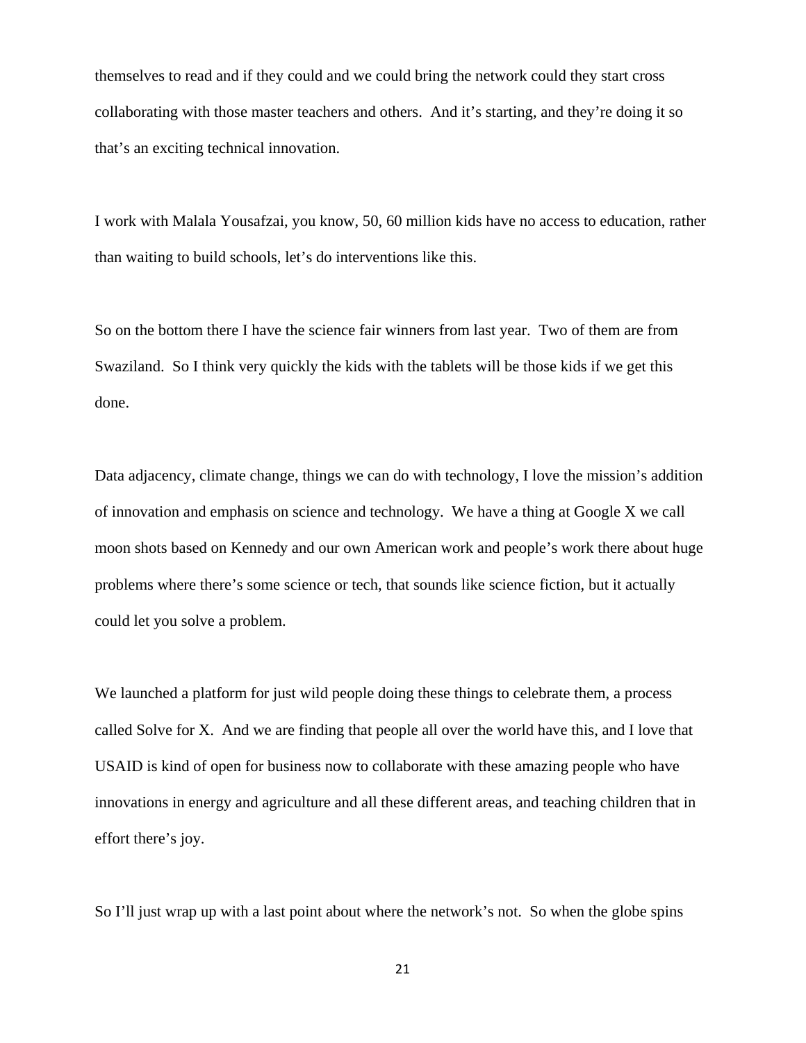themselves to read and if they could and we could bring the network could they start cross collaborating with those master teachers and others. And it's starting, and they're doing it so that's an exciting technical innovation.

I work with Malala Yousafzai, you know, 50, 60 million kids have no access to education, rather than waiting to build schools, let's do interventions like this.

So on the bottom there I have the science fair winners from last year. Two of them are from Swaziland. So I think very quickly the kids with the tablets will be those kids if we get this done.

Data adjacency, climate change, things we can do with technology, I love the mission's addition of innovation and emphasis on science and technology. We have a thing at Google X we call moon shots based on Kennedy and our own American work and people's work there about huge problems where there's some science or tech, that sounds like science fiction, but it actually could let you solve a problem.

We launched a platform for just wild people doing these things to celebrate them, a process called Solve for X. And we are finding that people all over the world have this, and I love that USAID is kind of open for business now to collaborate with these amazing people who have innovations in energy and agriculture and all these different areas, and teaching children that in effort there's joy.

So I'll just wrap up with a last point about where the network's not. So when the globe spins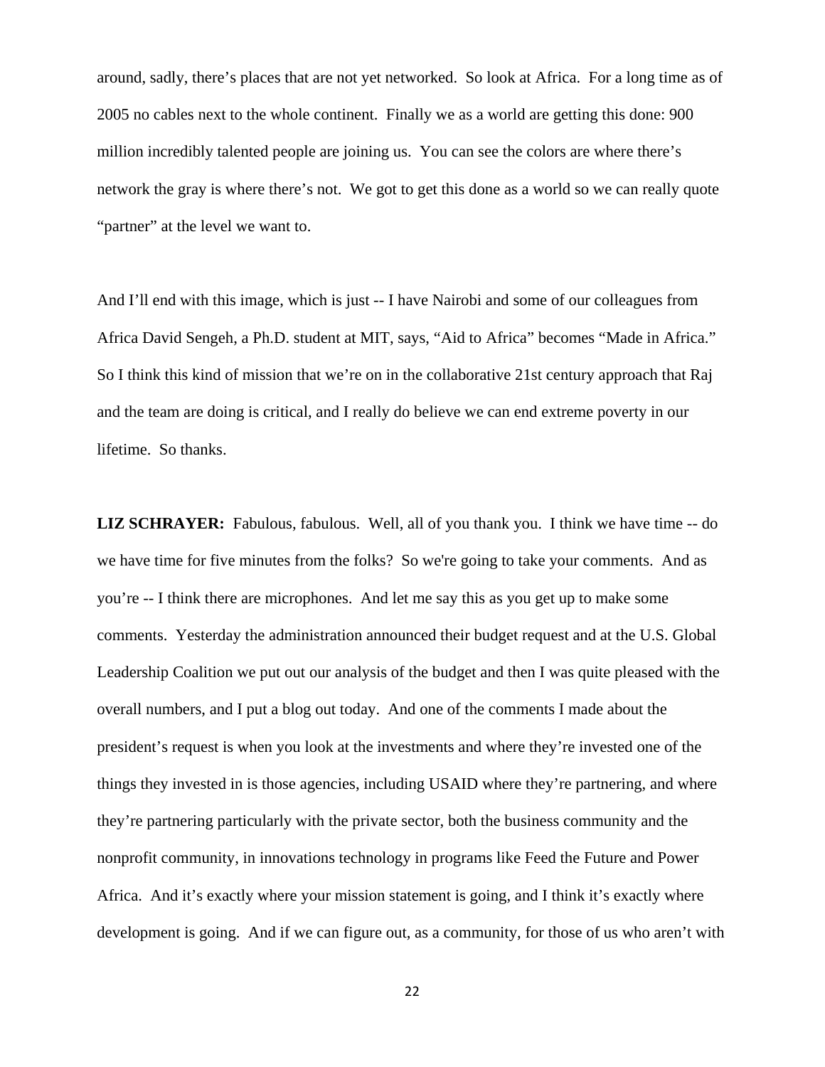around, sadly, there's places that are not yet networked. So look at Africa. For a long time as of 2005 no cables next to the whole continent. Finally we as a world are getting this done: 900 million incredibly talented people are joining us. You can see the colors are where there's network the gray is where there's not. We got to get this done as a world so we can really quote "partner" at the level we want to.

And I'll end with this image, which is just -- I have Nairobi and some of our colleagues from Africa David Sengeh, a Ph.D. student at MIT, says, "Aid to Africa" becomes "Made in Africa." So I think this kind of mission that we're on in the collaborative 21st century approach that Raj and the team are doing is critical, and I really do believe we can end extreme poverty in our lifetime. So thanks.

**LIZ SCHRAYER:** Fabulous, fabulous. Well, all of you thank you. I think we have time -- do we have time for five minutes from the folks? So we're going to take your comments. And as you're -- I think there are microphones. And let me say this as you get up to make some comments. Yesterday the administration announced their budget request and at the U.S. Global Leadership Coalition we put out our analysis of the budget and then I was quite pleased with the overall numbers, and I put a blog out today. And one of the comments I made about the president's request is when you look at the investments and where they're invested one of the things they invested in is those agencies, including USAID where they're partnering, and where they're partnering particularly with the private sector, both the business community and the nonprofit community, in innovations technology in programs like Feed the Future and Power Africa. And it's exactly where your mission statement is going, and I think it's exactly where development is going. And if we can figure out, as a community, for those of us who aren't with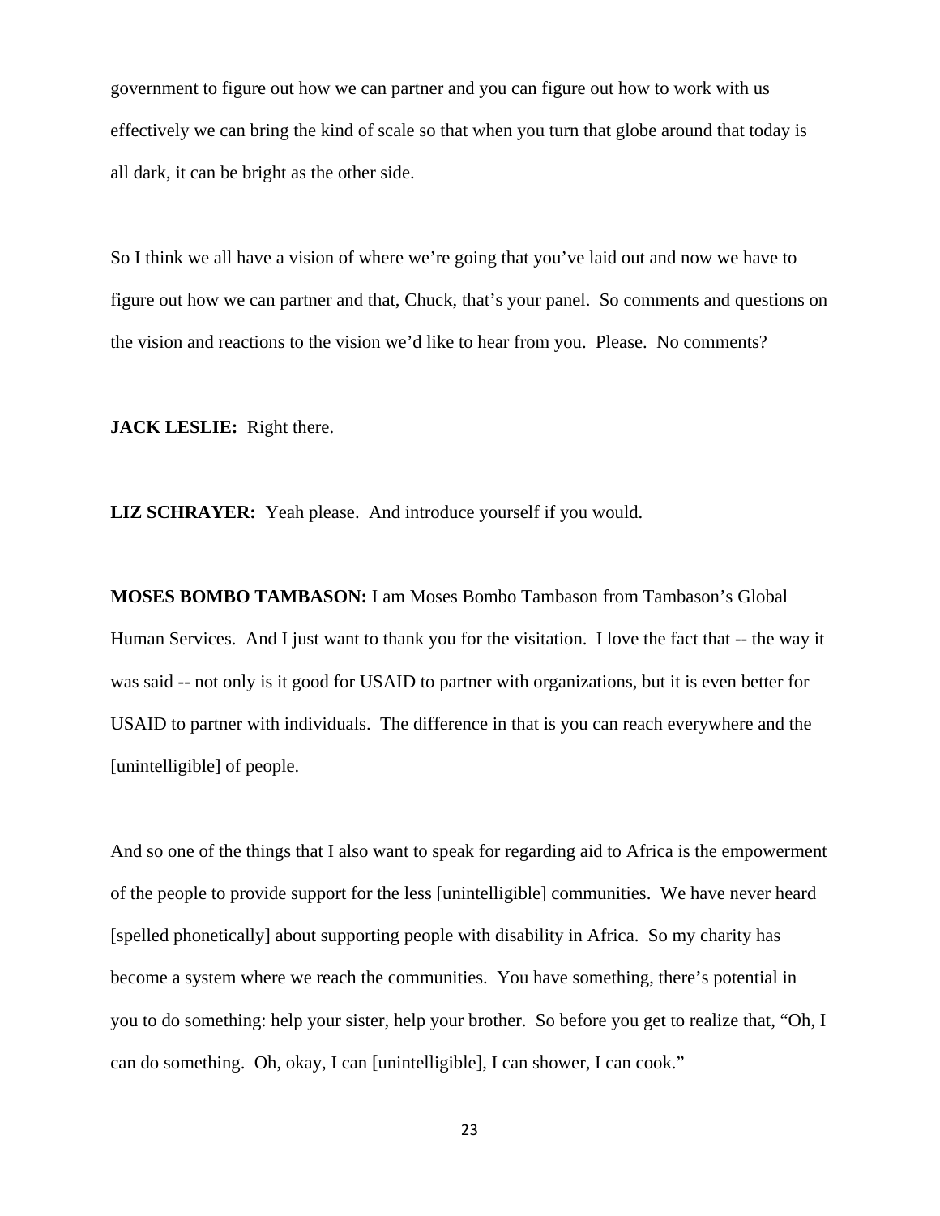government to figure out how we can partner and you can figure out how to work with us effectively we can bring the kind of scale so that when you turn that globe around that today is all dark, it can be bright as the other side.

So I think we all have a vision of where we're going that you've laid out and now we have to figure out how we can partner and that, Chuck, that's your panel. So comments and questions on the vision and reactions to the vision we'd like to hear from you. Please. No comments?

**JACK LESLIE:** Right there.

**LIZ SCHRAYER:** Yeah please. And introduce yourself if you would.

**MOSES BOMBO TAMBASON:** I am Moses Bombo Tambason from Tambason's Global Human Services. And I just want to thank you for the visitation. I love the fact that -- the way it was said -- not only is it good for USAID to partner with organizations, but it is even better for USAID to partner with individuals. The difference in that is you can reach everywhere and the [unintelligible] of people.

And so one of the things that I also want to speak for regarding aid to Africa is the empowerment of the people to provide support for the less [unintelligible] communities. We have never heard [spelled phonetically] about supporting people with disability in Africa. So my charity has become a system where we reach the communities. You have something, there's potential in you to do something: help your sister, help your brother. So before you get to realize that, "Oh, I can do something. Oh, okay, I can [unintelligible], I can shower, I can cook."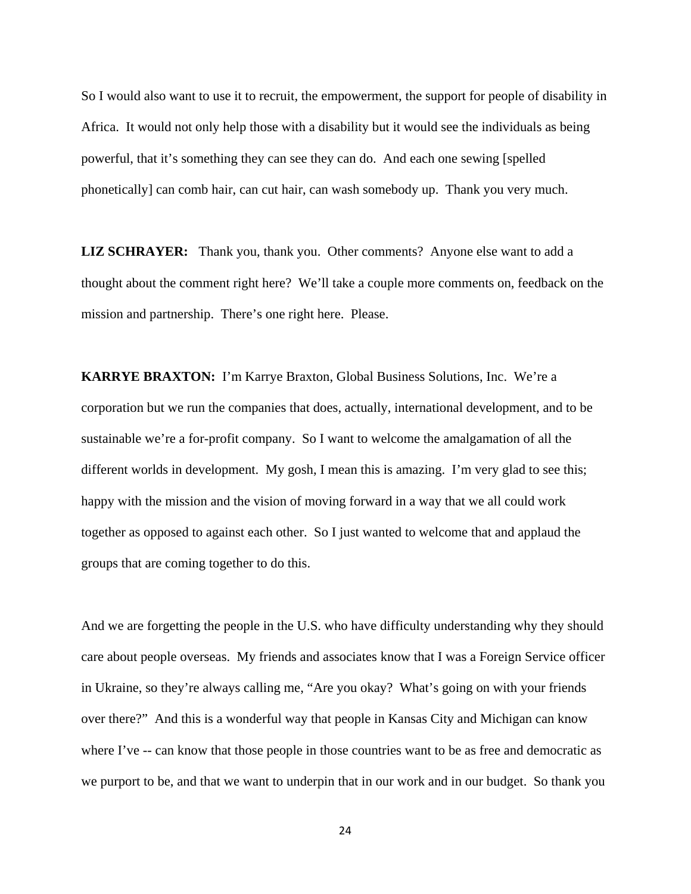So I would also want to use it to recruit, the empowerment, the support for people of disability in Africa. It would not only help those with a disability but it would see the individuals as being powerful, that it's something they can see they can do. And each one sewing [spelled phonetically] can comb hair, can cut hair, can wash somebody up. Thank you very much.

**LIZ SCHRAYER:** Thank you, thank you. Other comments? Anyone else want to add a thought about the comment right here? We'll take a couple more comments on, feedback on the mission and partnership. There's one right here. Please.

**KARRYE BRAXTON:** I'm Karrye Braxton, Global Business Solutions, Inc. We're a corporation but we run the companies that does, actually, international development, and to be sustainable we're a for-profit company. So I want to welcome the amalgamation of all the different worlds in development. My gosh, I mean this is amazing. I'm very glad to see this; happy with the mission and the vision of moving forward in a way that we all could work together as opposed to against each other. So I just wanted to welcome that and applaud the groups that are coming together to do this.

And we are forgetting the people in the U.S. who have difficulty understanding why they should care about people overseas. My friends and associates know that I was a Foreign Service officer in Ukraine, so they're always calling me, "Are you okay? What's going on with your friends over there?" And this is a wonderful way that people in Kansas City and Michigan can know where I've -- can know that those people in those countries want to be as free and democratic as we purport to be, and that we want to underpin that in our work and in our budget. So thank you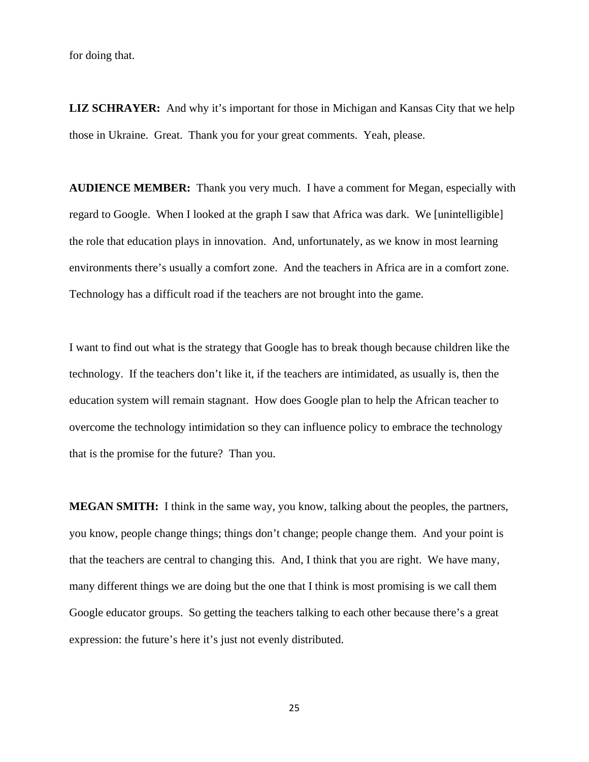for doing that.

**LIZ SCHRAYER:** And why it's important for those in Michigan and Kansas City that we help those in Ukraine. Great. Thank you for your great comments. Yeah, please.

**AUDIENCE MEMBER:** Thank you very much. I have a comment for Megan, especially with regard to Google. When I looked at the graph I saw that Africa was dark. We [unintelligible] the role that education plays in innovation. And, unfortunately, as we know in most learning environments there's usually a comfort zone. And the teachers in Africa are in a comfort zone. Technology has a difficult road if the teachers are not brought into the game.

I want to find out what is the strategy that Google has to break though because children like the technology. If the teachers don't like it, if the teachers are intimidated, as usually is, then the education system will remain stagnant. How does Google plan to help the African teacher to overcome the technology intimidation so they can influence policy to embrace the technology that is the promise for the future? Than you.

**MEGAN SMITH:** I think in the same way, you know, talking about the peoples, the partners, you know, people change things; things don't change; people change them. And your point is that the teachers are central to changing this. And, I think that you are right. We have many, many different things we are doing but the one that I think is most promising is we call them Google educator groups. So getting the teachers talking to each other because there's a great expression: the future's here it's just not evenly distributed.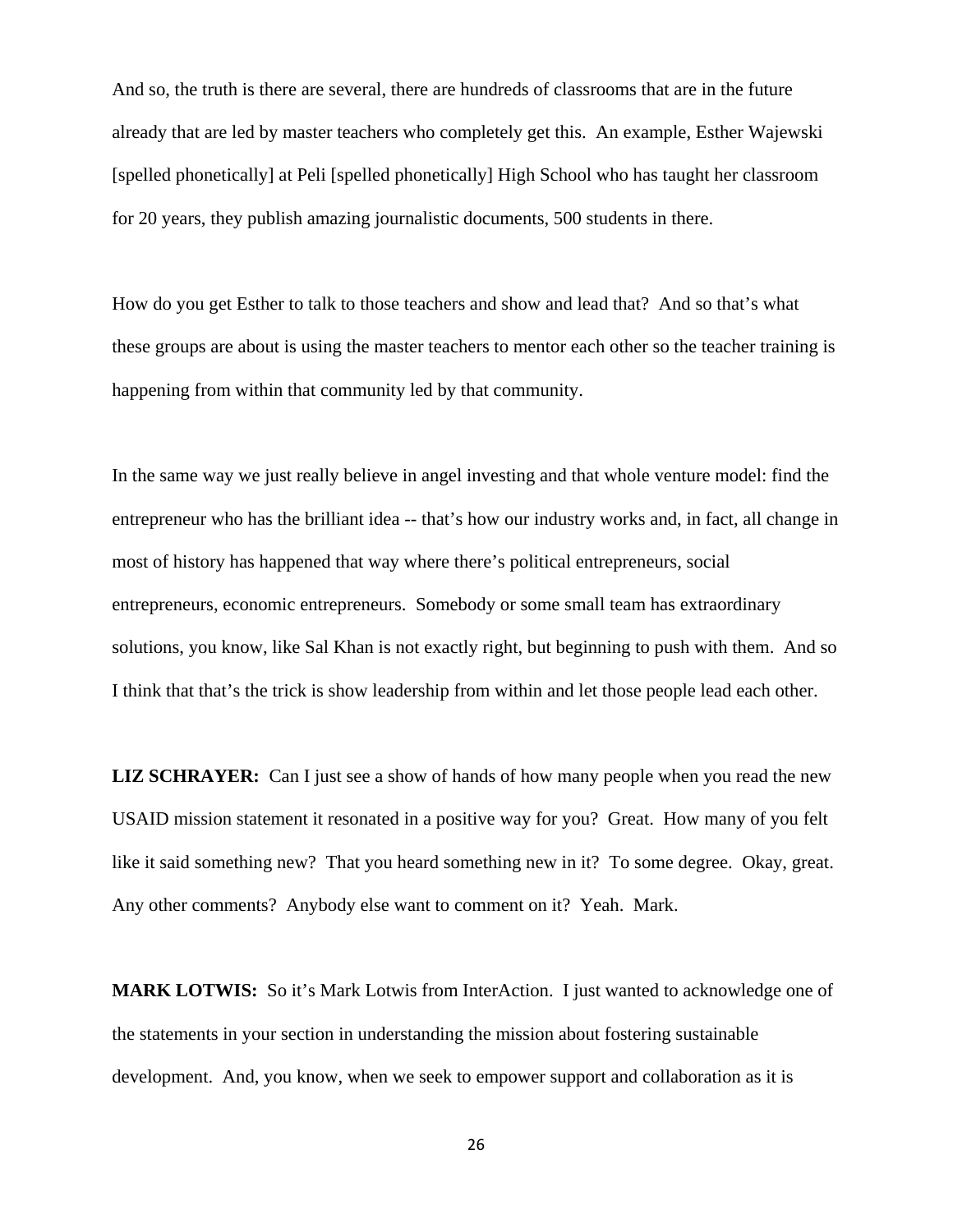And so, the truth is there are several, there are hundreds of classrooms that are in the future already that are led by master teachers who completely get this. An example, Esther Wajewski [spelled phonetically] at Peli [spelled phonetically] High School who has taught her classroom for 20 years, they publish amazing journalistic documents, 500 students in there.

How do you get Esther to talk to those teachers and show and lead that? And so that's what these groups are about is using the master teachers to mentor each other so the teacher training is happening from within that community led by that community.

In the same way we just really believe in angel investing and that whole venture model: find the entrepreneur who has the brilliant idea -- that's how our industry works and, in fact, all change in most of history has happened that way where there's political entrepreneurs, social entrepreneurs, economic entrepreneurs. Somebody or some small team has extraordinary solutions, you know, like Sal Khan is not exactly right, but beginning to push with them. And so I think that that's the trick is show leadership from within and let those people lead each other.

**LIZ SCHRAYER:** Can I just see a show of hands of how many people when you read the new USAID mission statement it resonated in a positive way for you? Great. How many of you felt like it said something new? That you heard something new in it? To some degree. Okay, great. Any other comments? Anybody else want to comment on it? Yeah. Mark.

**MARK LOTWIS:** So it's Mark Lotwis from InterAction. I just wanted to acknowledge one of the statements in your section in understanding the mission about fostering sustainable development. And, you know, when we seek to empower support and collaboration as it is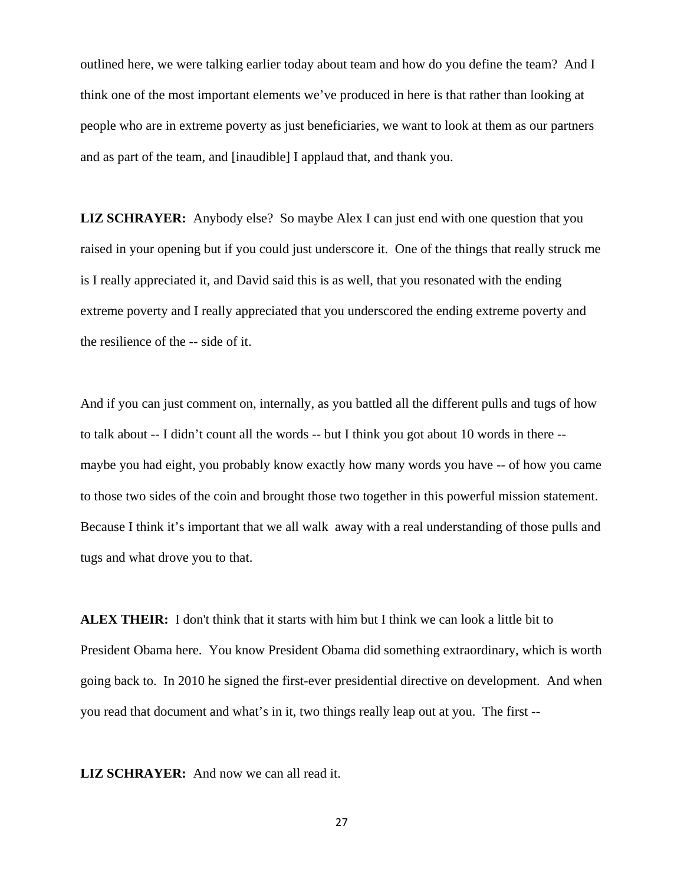outlined here, we were talking earlier today about team and how do you define the team? And I think one of the most important elements we've produced in here is that rather than looking at people who are in extreme poverty as just beneficiaries, we want to look at them as our partners and as part of the team, and [inaudible] I applaud that, and thank you.

**LIZ SCHRAYER:** Anybody else? So maybe Alex I can just end with one question that you raised in your opening but if you could just underscore it. One of the things that really struck me is I really appreciated it, and David said this is as well, that you resonated with the ending extreme poverty and I really appreciated that you underscored the ending extreme poverty and the resilience of the -- side of it.

And if you can just comment on, internally, as you battled all the different pulls and tugs of how to talk about -- I didn't count all the words -- but I think you got about 10 words in there -- maybe you had eight, you probably know exactly how many words you have -- of how you came to those two sides of the coin and brought those two together in this powerful mission statement. Because I think it's important that we all walk away with a real understanding of those pulls and tugs and what drove you to that.

**ALEX THEIR:** I don't think that it starts with him but I think we can look a little bit to President Obama here. You know President Obama did something extraordinary, which is worth going back to. In 2010 he signed the first-ever presidential directive on development. And when you read that document and what's in it, two things really leap out at you. The first --

**LIZ SCHRAYER:** And now we can all read it.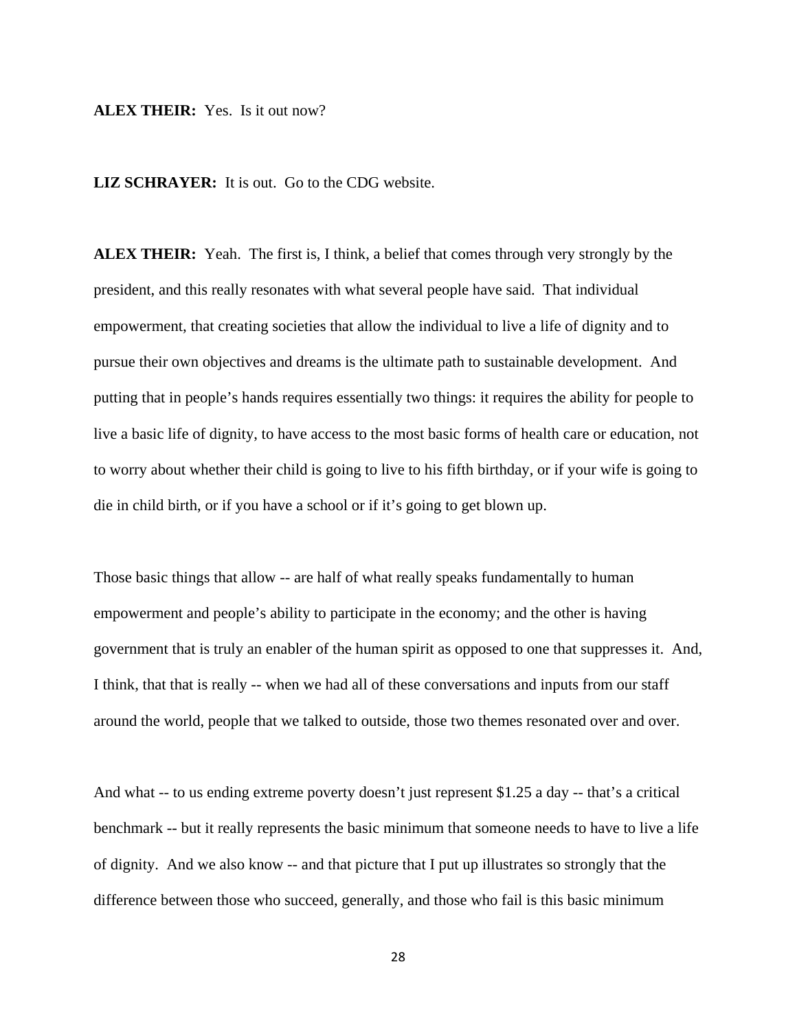**ALEX THEIR:** Yes. Is it out now?

**LIZ SCHRAYER:** It is out. Go to the CDG website.

**ALEX THEIR:** Yeah. The first is, I think, a belief that comes through very strongly by the president, and this really resonates with what several people have said. That individual empowerment, that creating societies that allow the individual to live a life of dignity and to pursue their own objectives and dreams is the ultimate path to sustainable development. And putting that in people's hands requires essentially two things: it requires the ability for people to live a basic life of dignity, to have access to the most basic forms of health care or education, not to worry about whether their child is going to live to his fifth birthday, or if your wife is going to die in child birth, or if you have a school or if it's going to get blown up.

Those basic things that allow -- are half of what really speaks fundamentally to human empowerment and people's ability to participate in the economy; and the other is having government that is truly an enabler of the human spirit as opposed to one that suppresses it. And, I think, that that is really -- when we had all of these conversations and inputs from our staff around the world, people that we talked to outside, those two themes resonated over and over.

And what -- to us ending extreme poverty doesn't just represent $1.25 a day -- that's a critical benchmark -- but it really represents the basic minimum that someone needs to have to live a life of dignity. And we also know -- and that picture that I put up illustrates so strongly that the difference between those who succeed, generally, and those who fail is this basic minimum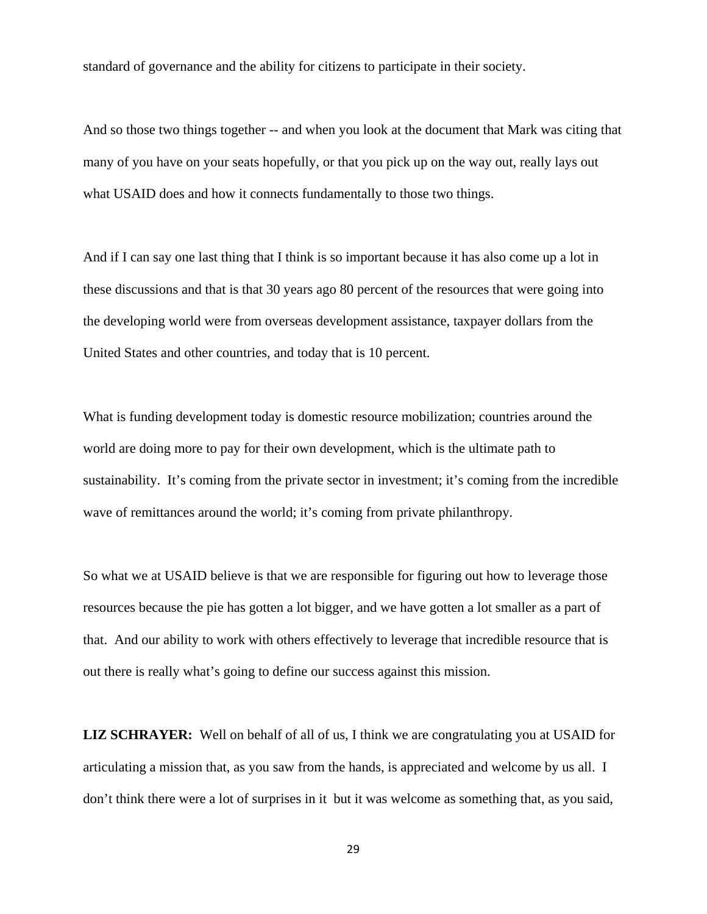standard of governance and the ability for citizens to participate in their society.

And so those two things together -- and when you look at the document that Mark was citing that many of you have on your seats hopefully, or that you pick up on the way out, really lays out what USAID does and how it connects fundamentally to those two things.

And if I can say one last thing that I think is so important because it has also come up a lot in these discussions and that is that 30 years ago 80 percent of the resources that were going into the developing world were from overseas development assistance, taxpayer dollars from the United States and other countries, and today that is 10 percent.

What is funding development today is domestic resource mobilization; countries around the world are doing more to pay for their own development, which is the ultimate path to sustainability. It's coming from the private sector in investment; it's coming from the incredible wave of remittances around the world; it's coming from private philanthropy.

So what we at USAID believe is that we are responsible for figuring out how to leverage those resources because the pie has gotten a lot bigger, and we have gotten a lot smaller as a part of that. And our ability to work with others effectively to leverage that incredible resource that is out there is really what's going to define our success against this mission.

**LIZ SCHRAYER:** Well on behalf of all of us, I think we are congratulating you at USAID for articulating a mission that, as you saw from the hands, is appreciated and welcome by us all. I don't think there were a lot of surprises in it but it was welcome as something that, as you said,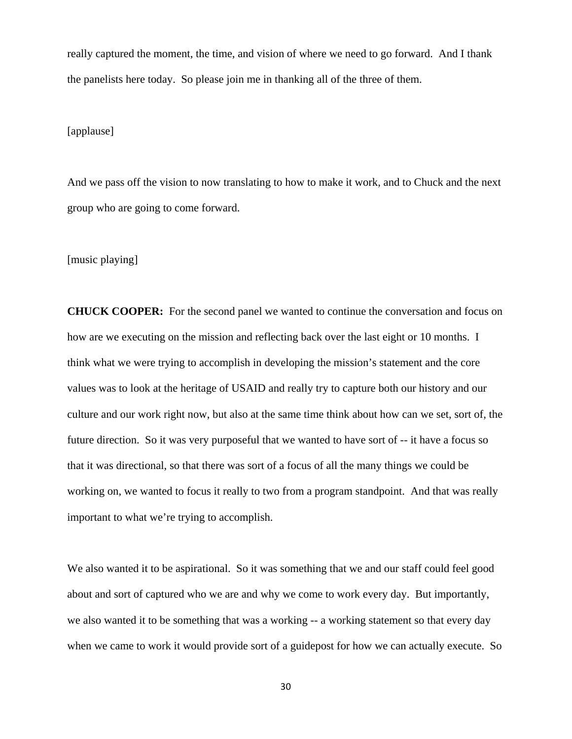really captured the moment, the time, and vision of where we need to go forward. And I thank the panelists here today. So please join me in thanking all of the three of them.

[applause]

And we pass off the vision to now translating to how to make it work, and to Chuck and the next group who are going to come forward.

[music playing]

**CHUCK COOPER:** For the second panel we wanted to continue the conversation and focus on how are we executing on the mission and reflecting back over the last eight or 10 months. I think what we were trying to accomplish in developing the mission's statement and the core values was to look at the heritage of USAID and really try to capture both our history and our culture and our work right now, but also at the same time think about how can we set, sort of, the future direction. So it was very purposeful that we wanted to have sort of -- it have a focus so that it was directional, so that there was sort of a focus of all the many things we could be working on, we wanted to focus it really to two from a program standpoint. And that was really important to what we're trying to accomplish.

We also wanted it to be aspirational. So it was something that we and our staff could feel good about and sort of captured who we are and why we come to work every day. But importantly, we also wanted it to be something that was a working -- a working statement so that every day when we came to work it would provide sort of a guidepost for how we can actually execute. So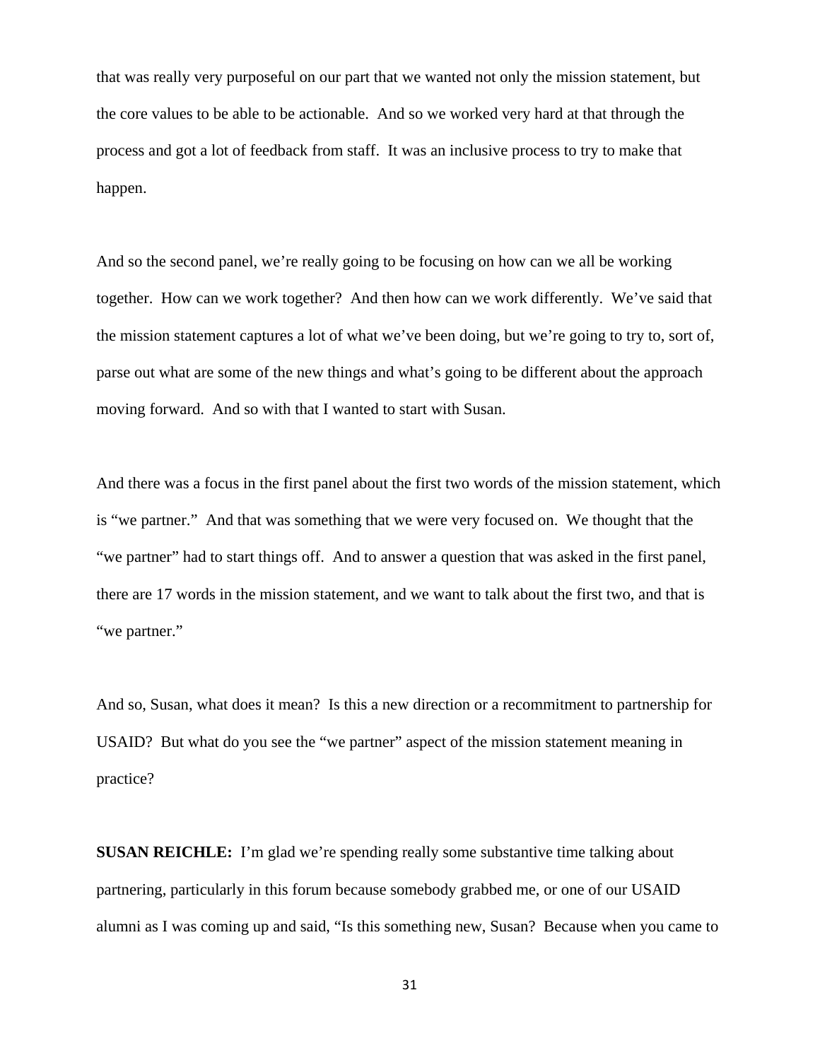that was really very purposeful on our part that we wanted not only the mission statement, but the core values to be able to be actionable. And so we worked very hard at that through the process and got a lot of feedback from staff. It was an inclusive process to try to make that happen.

And so the second panel, we're really going to be focusing on how can we all be working together. How can we work together? And then how can we work differently. We've said that the mission statement captures a lot of what we've been doing, but we're going to try to, sort of, parse out what are some of the new things and what's going to be different about the approach moving forward. And so with that I wanted to start with Susan.

And there was a focus in the first panel about the first two words of the mission statement, which is "we partner." And that was something that we were very focused on. We thought that the "we partner" had to start things off. And to answer a question that was asked in the first panel, there are 17 words in the mission statement, and we want to talk about the first two, and that is "we partner."

And so, Susan, what does it mean? Is this a new direction or a recommitment to partnership for USAID? But what do you see the "we partner" aspect of the mission statement meaning in practice?

**SUSAN REICHLE:** I'm glad we're spending really some substantive time talking about partnering, particularly in this forum because somebody grabbed me, or one of our USAID alumni as I was coming up and said, "Is this something new, Susan? Because when you came to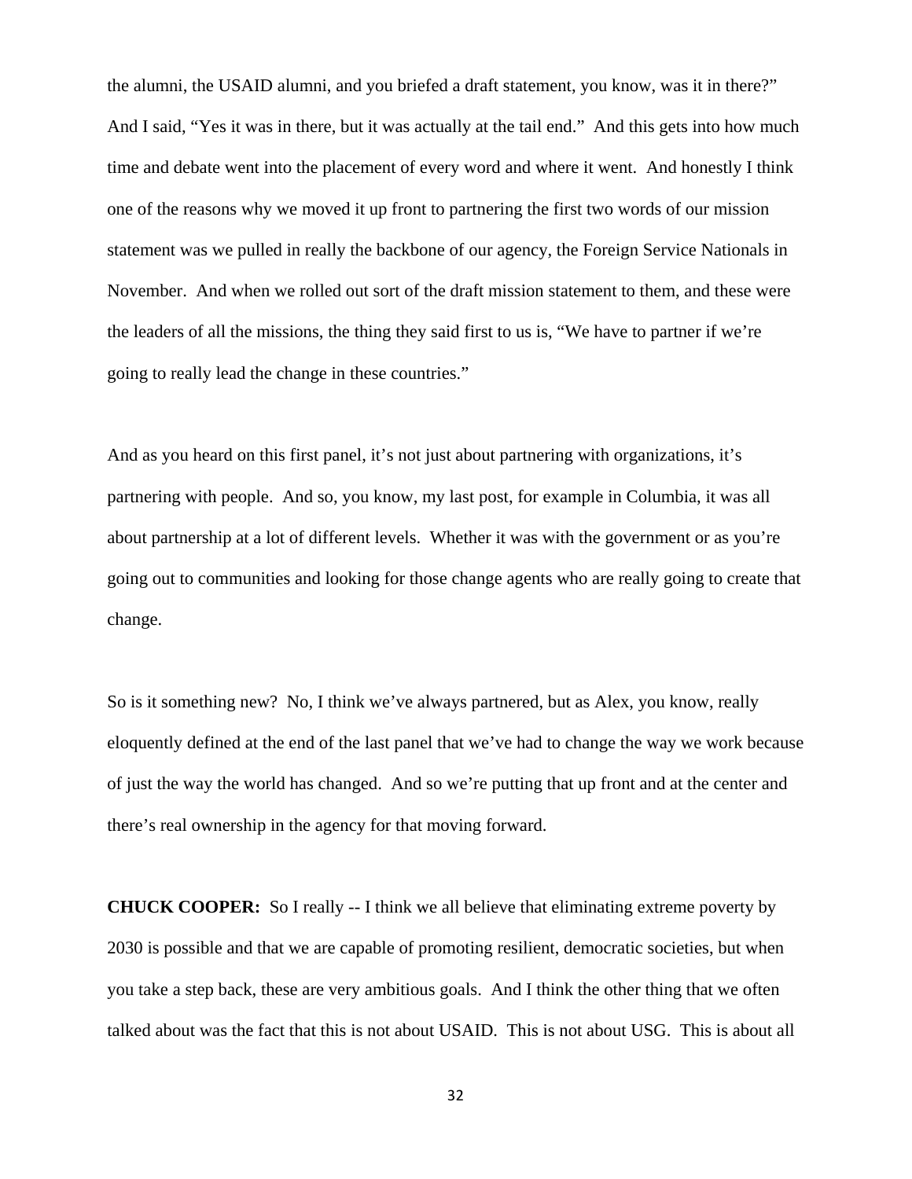the alumni, the USAID alumni, and you briefed a draft statement, you know, was it in there?" And I said, "Yes it was in there, but it was actually at the tail end." And this gets into how much time and debate went into the placement of every word and where it went. And honestly I think one of the reasons why we moved it up front to partnering the first two words of our mission statement was we pulled in really the backbone of our agency, the Foreign Service Nationals in November. And when we rolled out sort of the draft mission statement to them, and these were the leaders of all the missions, the thing they said first to us is, "We have to partner if we're going to really lead the change in these countries."

And as you heard on this first panel, it's not just about partnering with organizations, it's partnering with people. And so, you know, my last post, for example in Columbia, it was all about partnership at a lot of different levels. Whether it was with the government or as you're going out to communities and looking for those change agents who are really going to create that change.

So is it something new? No, I think we've always partnered, but as Alex, you know, really eloquently defined at the end of the last panel that we've had to change the way we work because of just the way the world has changed. And so we're putting that up front and at the center and there's real ownership in the agency for that moving forward.

**CHUCK COOPER:** So I really -- I think we all believe that eliminating extreme poverty by 2030 is possible and that we are capable of promoting resilient, democratic societies, but when you take a step back, these are very ambitious goals. And I think the other thing that we often talked about was the fact that this is not about USAID. This is not about USG. This is about all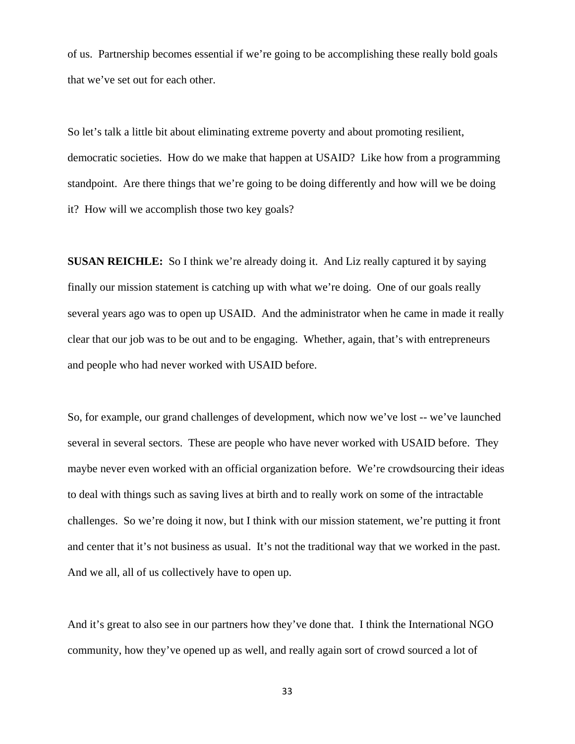of us. Partnership becomes essential if we're going to be accomplishing these really bold goals that we've set out for each other.

So let's talk a little bit about eliminating extreme poverty and about promoting resilient, democratic societies. How do we make that happen at USAID? Like how from a programming standpoint. Are there things that we're going to be doing differently and how will we be doing it? How will we accomplish those two key goals?

**SUSAN REICHLE:** So I think we're already doing it. And Liz really captured it by saying finally our mission statement is catching up with what we're doing. One of our goals really several years ago was to open up USAID. And the administrator when he came in made it really clear that our job was to be out and to be engaging. Whether, again, that's with entrepreneurs and people who had never worked with USAID before.

So, for example, our grand challenges of development, which now we've lost -- we've launched several in several sectors. These are people who have never worked with USAID before. They maybe never even worked with an official organization before. We're crowdsourcing their ideas to deal with things such as saving lives at birth and to really work on some of the intractable challenges. So we're doing it now, but I think with our mission statement, we're putting it front and center that it's not business as usual. It's not the traditional way that we worked in the past. And we all, all of us collectively have to open up.

And it's great to also see in our partners how they've done that. I think the International NGO community, how they've opened up as well, and really again sort of crowd sourced a lot of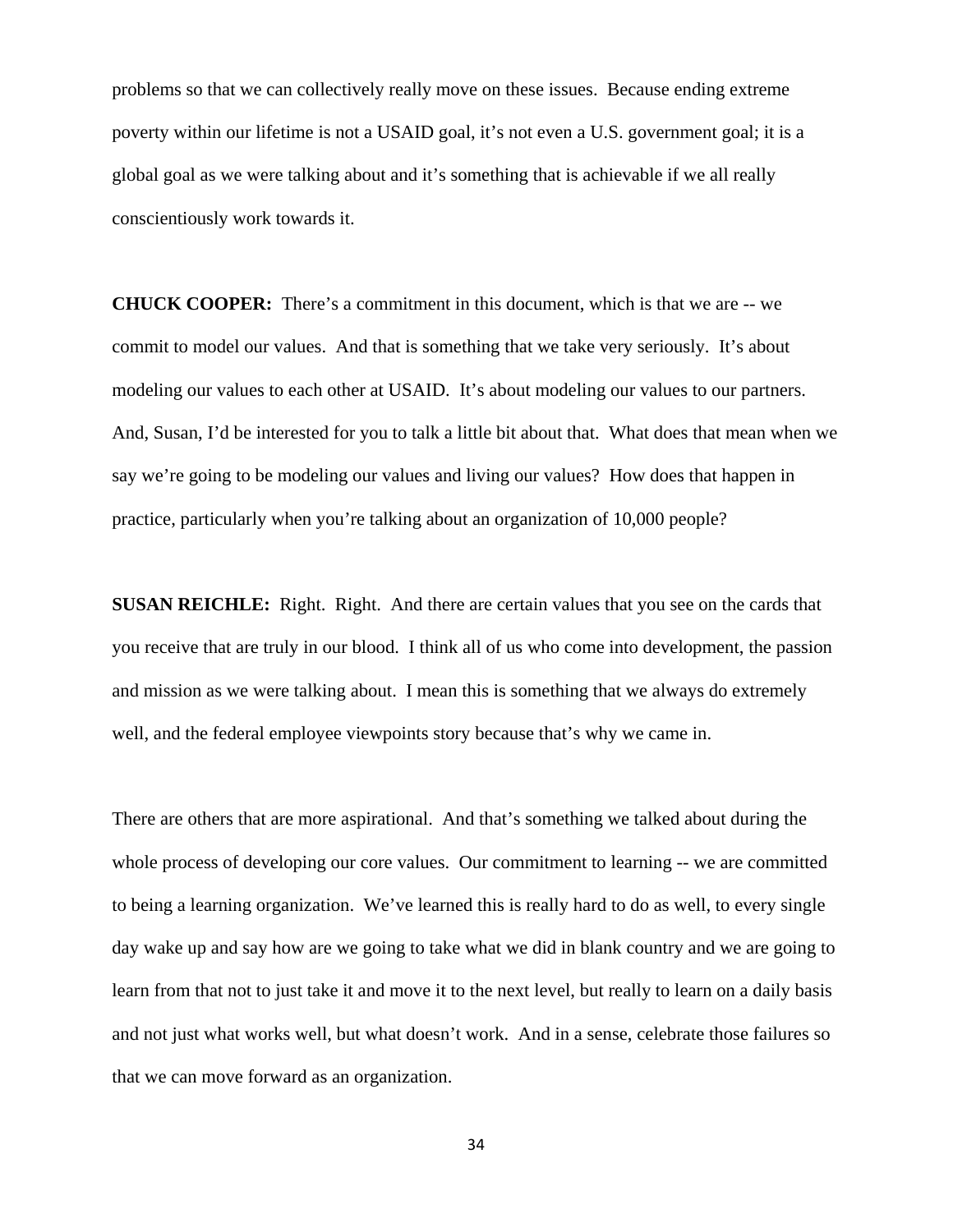problems so that we can collectively really move on these issues. Because ending extreme poverty within our lifetime is not a USAID goal, it's not even a U.S. government goal; it is a global goal as we were talking about and it's something that is achievable if we all really conscientiously work towards it.

**CHUCK COOPER:** There's a commitment in this document, which is that we are -- we commit to model our values. And that is something that we take very seriously. It's about modeling our values to each other at USAID. It's about modeling our values to our partners. And, Susan, I'd be interested for you to talk a little bit about that. What does that mean when we say we're going to be modeling our values and living our values? How does that happen in practice, particularly when you're talking about an organization of 10,000 people?

**SUSAN REICHLE:** Right. Right. And there are certain values that you see on the cards that you receive that are truly in our blood. I think all of us who come into development, the passion and mission as we were talking about. I mean this is something that we always do extremely well, and the federal employee viewpoints story because that's why we came in.

There are others that are more aspirational. And that's something we talked about during the whole process of developing our core values. Our commitment to learning -- we are committed to being a learning organization. We've learned this is really hard to do as well, to every single day wake up and say how are we going to take what we did in blank country and we are going to learn from that not to just take it and move it to the next level, but really to learn on a daily basis and not just what works well, but what doesn't work. And in a sense, celebrate those failures so that we can move forward as an organization.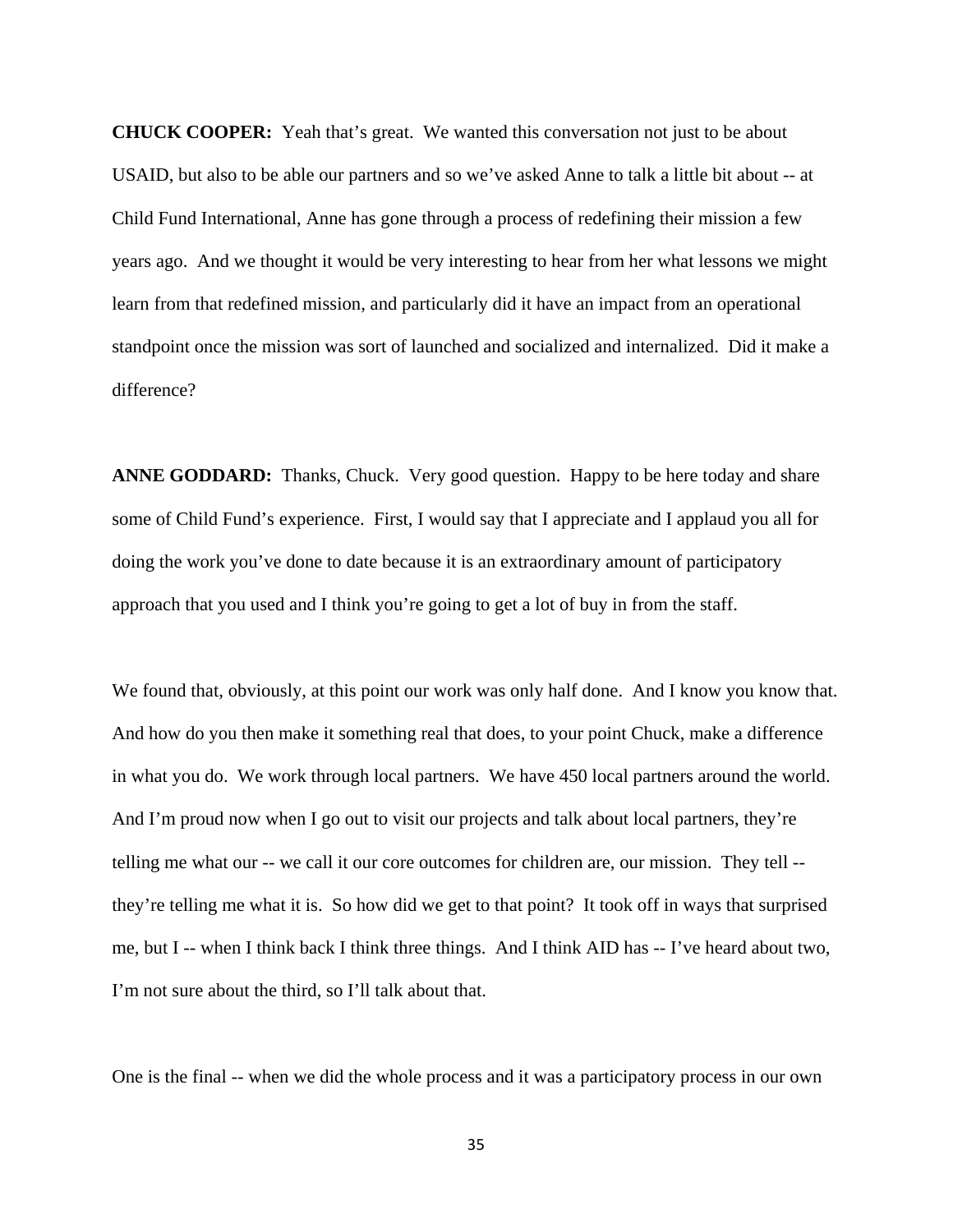**CHUCK COOPER:** Yeah that's great. We wanted this conversation not just to be about USAID, but also to be able our partners and so we've asked Anne to talk a little bit about -- at Child Fund International, Anne has gone through a process of redefining their mission a few years ago. And we thought it would be very interesting to hear from her what lessons we might learn from that redefined mission, and particularly did it have an impact from an operational standpoint once the mission was sort of launched and socialized and internalized. Did it make a difference?

**ANNE GODDARD:** Thanks, Chuck. Very good question. Happy to be here today and share some of Child Fund's experience. First, I would say that I appreciate and I applaud you all for doing the work you've done to date because it is an extraordinary amount of participatory approach that you used and I think you're going to get a lot of buy in from the staff.

We found that, obviously, at this point our work was only half done. And I know you know that. And how do you then make it something real that does, to your point Chuck, make a difference in what you do. We work through local partners. We have 450 local partners around the world. And I'm proud now when I go out to visit our projects and talk about local partners, they're telling me what our -- we call it our core outcomes for children are, our mission. They tell -- they're telling me what it is. So how did we get to that point? It took off in ways that surprised me, but I -- when I think back I think three things. And I think AID has -- I've heard about two, I'm not sure about the third, so I'll talk about that.

One is the final -- when we did the whole process and it was a participatory process in our own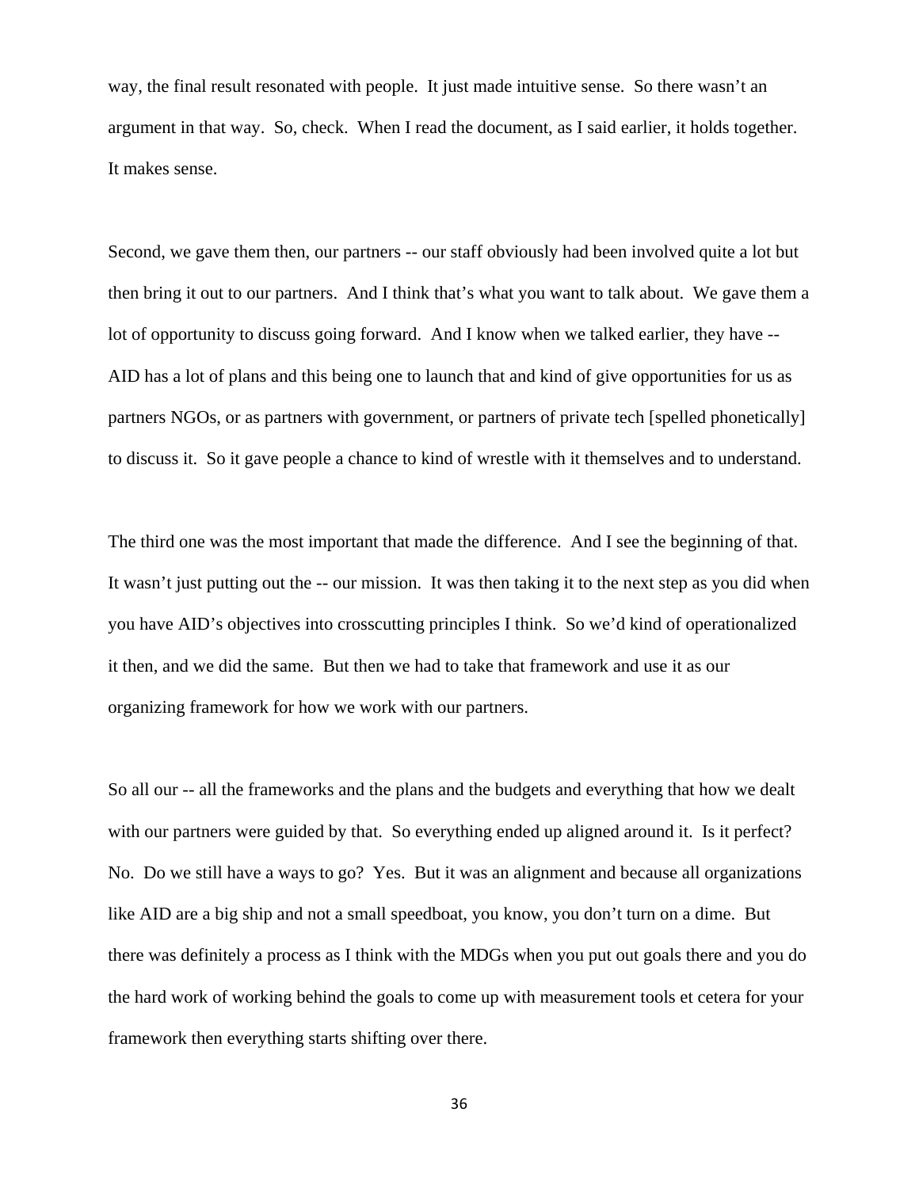way, the final result resonated with people. It just made intuitive sense. So there wasn't an argument in that way. So, check. When I read the document, as I said earlier, it holds together. It makes sense.

Second, we gave them then, our partners -- our staff obviously had been involved quite a lot but then bring it out to our partners. And I think that's what you want to talk about. We gave them a lot of opportunity to discuss going forward. And I know when we talked earlier, they have -- AID has a lot of plans and this being one to launch that and kind of give opportunities for us as partners NGOs, or as partners with government, or partners of private tech [spelled phonetically] to discuss it. So it gave people a chance to kind of wrestle with it themselves and to understand.

The third one was the most important that made the difference. And I see the beginning of that. It wasn't just putting out the -- our mission. It was then taking it to the next step as you did when you have AID's objectives into crosscutting principles I think. So we'd kind of operationalized it then, and we did the same. But then we had to take that framework and use it as our organizing framework for how we work with our partners.

So all our -- all the frameworks and the plans and the budgets and everything that how we dealt with our partners were guided by that. So everything ended up aligned around it. Is it perfect? No. Do we still have a ways to go? Yes. But it was an alignment and because all organizations like AID are a big ship and not a small speedboat, you know, you don't turn on a dime. But there was definitely a process as I think with the MDGs when you put out goals there and you do the hard work of working behind the goals to come up with measurement tools et cetera for your framework then everything starts shifting over there.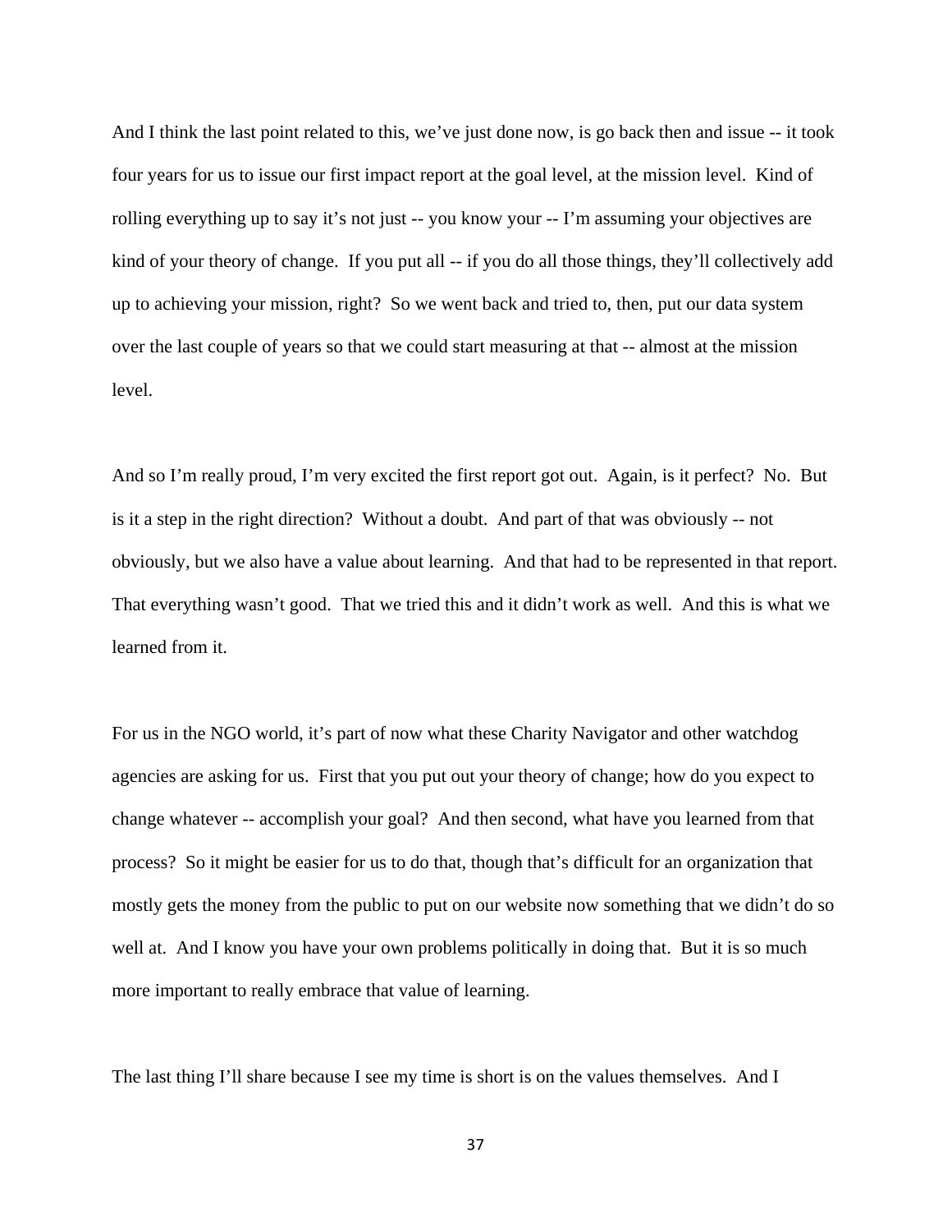And I think the last point related to this, we've just done now, is go back then and issue -- it took four years for us to issue our first impact report at the goal level, at the mission level. Kind of rolling everything up to say it's not just -- you know your -- I'm assuming your objectives are kind of your theory of change. If you put all -- if you do all those things, they'll collectively add up to achieving your mission, right? So we went back and tried to, then, put our data system over the last couple of years so that we could start measuring at that -- almost at the mission level.

And so I'm really proud, I'm very excited the first report got out. Again, is it perfect? No. But is it a step in the right direction? Without a doubt. And part of that was obviously -- not obviously, but we also have a value about learning. And that had to be represented in that report. That everything wasn't good. That we tried this and it didn't work as well. And this is what we learned from it.

For us in the NGO world, it's part of now what these Charity Navigator and other watchdog agencies are asking for us. First that you put out your theory of change; how do you expect to change whatever -- accomplish your goal? And then second, what have you learned from that process? So it might be easier for us to do that, though that's difficult for an organization that mostly gets the money from the public to put on our website now something that we didn't do so well at. And I know you have your own problems politically in doing that. But it is so much more important to really embrace that value of learning.

The last thing I'll share because I see my time is short is on the values themselves. And I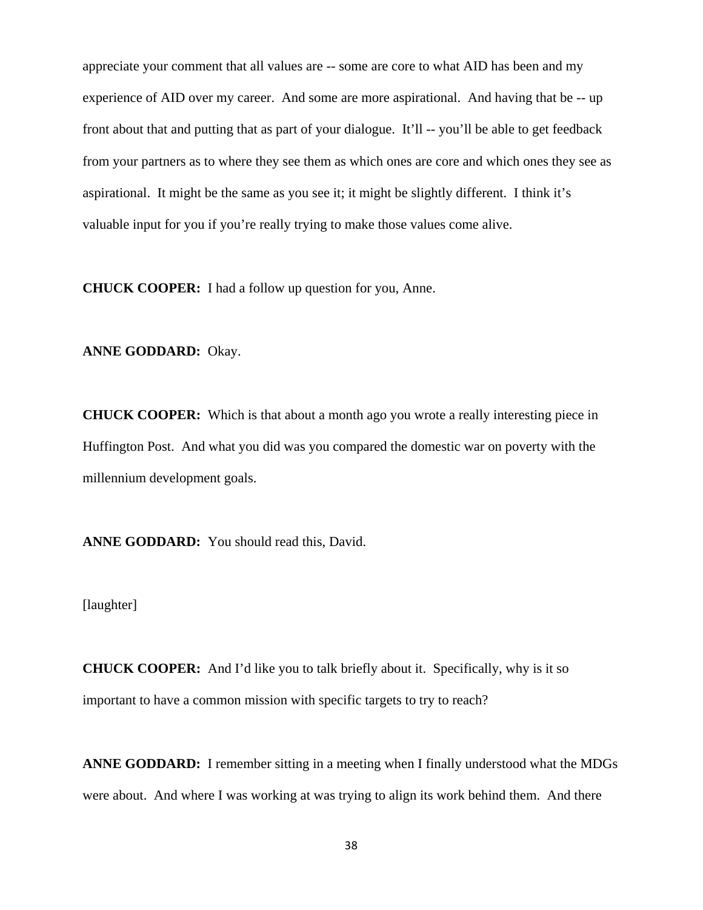appreciate your comment that all values are -- some are core to what AID has been and my experience of AID over my career. And some are more aspirational. And having that be -- up front about that and putting that as part of your dialogue. It'll -- you'll be able to get feedback from your partners as to where they see them as which ones are core and which ones they see as aspirational. It might be the same as you see it; it might be slightly different. I think it's valuable input for you if you're really trying to make those values come alive.

**CHUCK COOPER:** I had a follow up question for you, Anne.

**ANNE GODDARD:** Okay.

**CHUCK COOPER:** Which is that about a month ago you wrote a really interesting piece in Huffington Post. And what you did was you compared the domestic war on poverty with the millennium development goals.

**ANNE GODDARD:** You should read this, David.

[laughter]

**CHUCK COOPER:** And I'd like you to talk briefly about it. Specifically, why is it so important to have a common mission with specific targets to try to reach?

**ANNE GODDARD:** I remember sitting in a meeting when I finally understood what the MDGs were about. And where I was working at was trying to align its work behind them. And there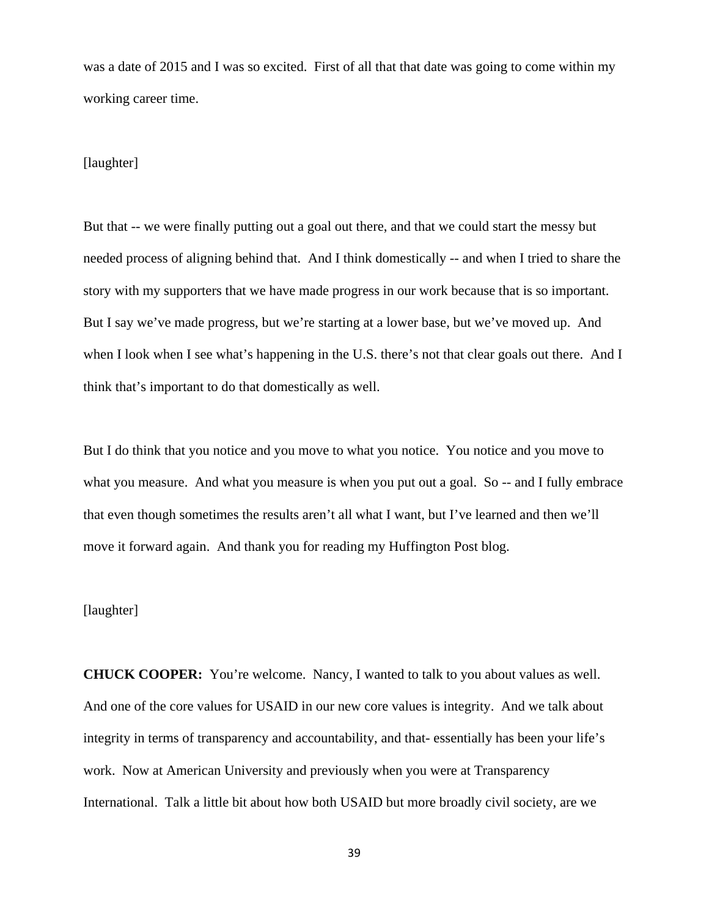was a date of 2015 and I was so excited. First of all that that date was going to come within my working career time.

[laughter]

But that -- we were finally putting out a goal out there, and that we could start the messy but needed process of aligning behind that. And I think domestically -- and when I tried to share the story with my supporters that we have made progress in our work because that is so important. But I say we've made progress, but we're starting at a lower base, but we've moved up. And when I look when I see what's happening in the U.S. there's not that clear goals out there. And I think that's important to do that domestically as well.

But I do think that you notice and you move to what you notice. You notice and you move to what you measure. And what you measure is when you put out a goal. So -- and I fully embrace that even though sometimes the results aren't all what I want, but I've learned and then we'll move it forward again. And thank you for reading my Huffington Post blog.

[laughter]

**CHUCK COOPER:** You're welcome. Nancy, I wanted to talk to you about values as well. And one of the core values for USAID in our new core values is integrity. And we talk about integrity in terms of transparency and accountability, and that- essentially has been your life's work. Now at American University and previously when you were at Transparency International. Talk a little bit about how both USAID but more broadly civil society, are we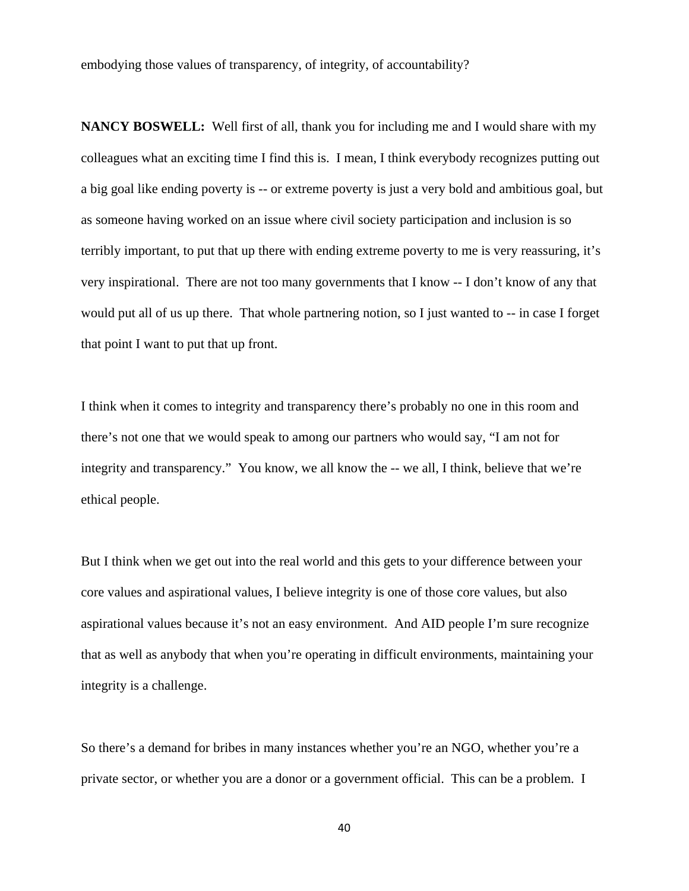embodying those values of transparency, of integrity, of accountability?

**NANCY BOSWELL:** Well first of all, thank you for including me and I would share with my colleagues what an exciting time I find this is. I mean, I think everybody recognizes putting out a big goal like ending poverty is -- or extreme poverty is just a very bold and ambitious goal, but as someone having worked on an issue where civil society participation and inclusion is so terribly important, to put that up there with ending extreme poverty to me is very reassuring, it's very inspirational. There are not too many governments that I know -- I don't know of any that would put all of us up there. That whole partnering notion, so I just wanted to -- in case I forget that point I want to put that up front.

I think when it comes to integrity and transparency there's probably no one in this room and there's not one that we would speak to among our partners who would say, "I am not for integrity and transparency." You know, we all know the -- we all, I think, believe that we're ethical people.

But I think when we get out into the real world and this gets to your difference between your core values and aspirational values, I believe integrity is one of those core values, but also aspirational values because it's not an easy environment. And AID people I'm sure recognize that as well as anybody that when you're operating in difficult environments, maintaining your integrity is a challenge.

So there's a demand for bribes in many instances whether you're an NGO, whether you're a private sector, or whether you are a donor or a government official. This can be a problem. I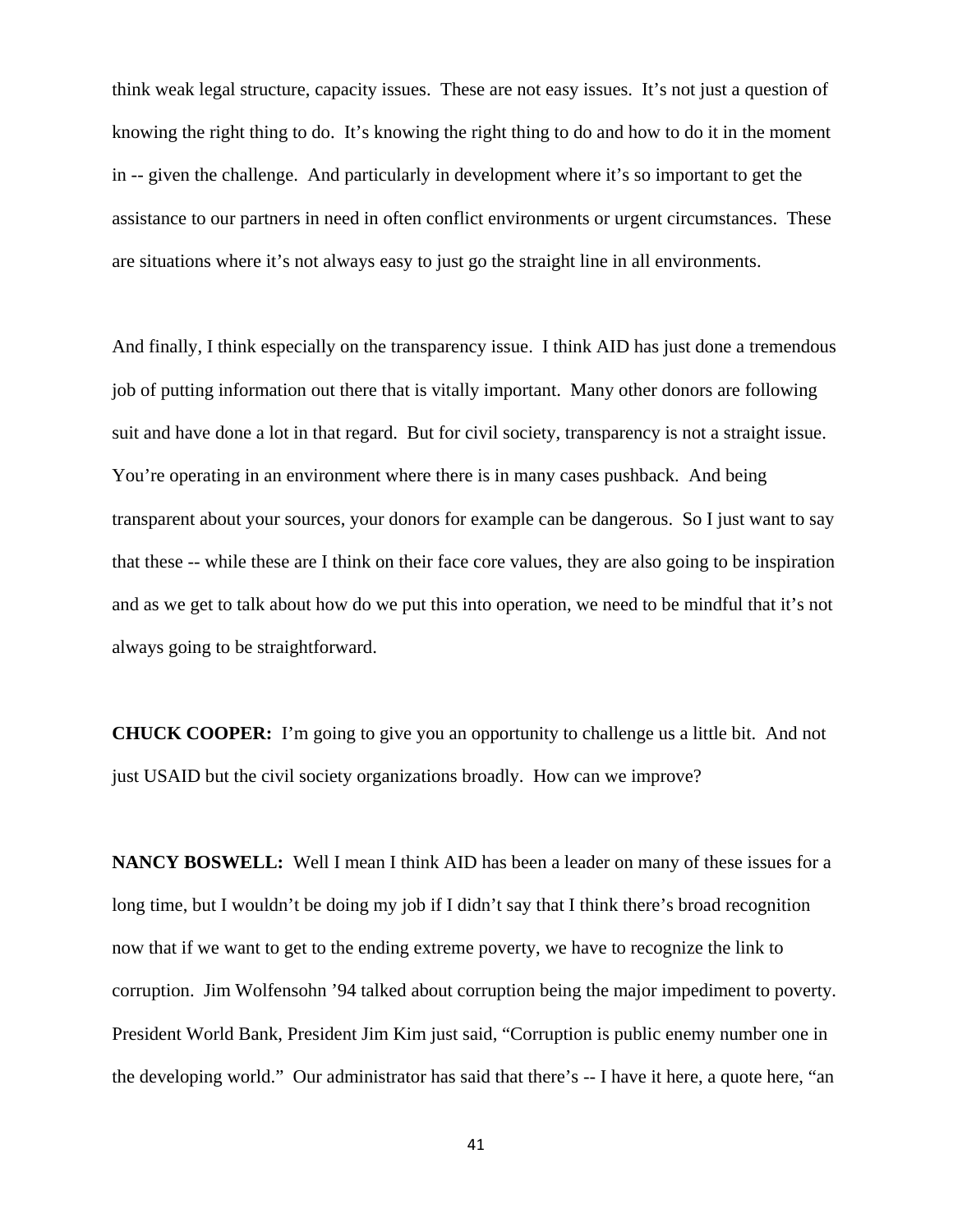think weak legal structure, capacity issues. These are not easy issues. It's not just a question of knowing the right thing to do. It's knowing the right thing to do and how to do it in the moment in -- given the challenge. And particularly in development where it's so important to get the assistance to our partners in need in often conflict environments or urgent circumstances. These are situations where it's not always easy to just go the straight line in all environments.

And finally, I think especially on the transparency issue. I think AID has just done a tremendous job of putting information out there that is vitally important. Many other donors are following suit and have done a lot in that regard. But for civil society, transparency is not a straight issue. You're operating in an environment where there is in many cases pushback. And being transparent about your sources, your donors for example can be dangerous. So I just want to say that these -- while these are I think on their face core values, they are also going to be inspiration and as we get to talk about how do we put this into operation, we need to be mindful that it's not always going to be straightforward.

**CHUCK COOPER:** I'm going to give you an opportunity to challenge us a little bit. And not just USAID but the civil society organizations broadly. How can we improve?

**NANCY BOSWELL:** Well I mean I think AID has been a leader on many of these issues for a long time, but I wouldn't be doing my job if I didn't say that I think there's broad recognition now that if we want to get to the ending extreme poverty, we have to recognize the link to corruption. Jim Wolfensohn '94 talked about corruption being the major impediment to poverty. President World Bank, President Jim Kim just said, "Corruption is public enemy number one in the developing world." Our administrator has said that there's -- I have it here, a quote here, "an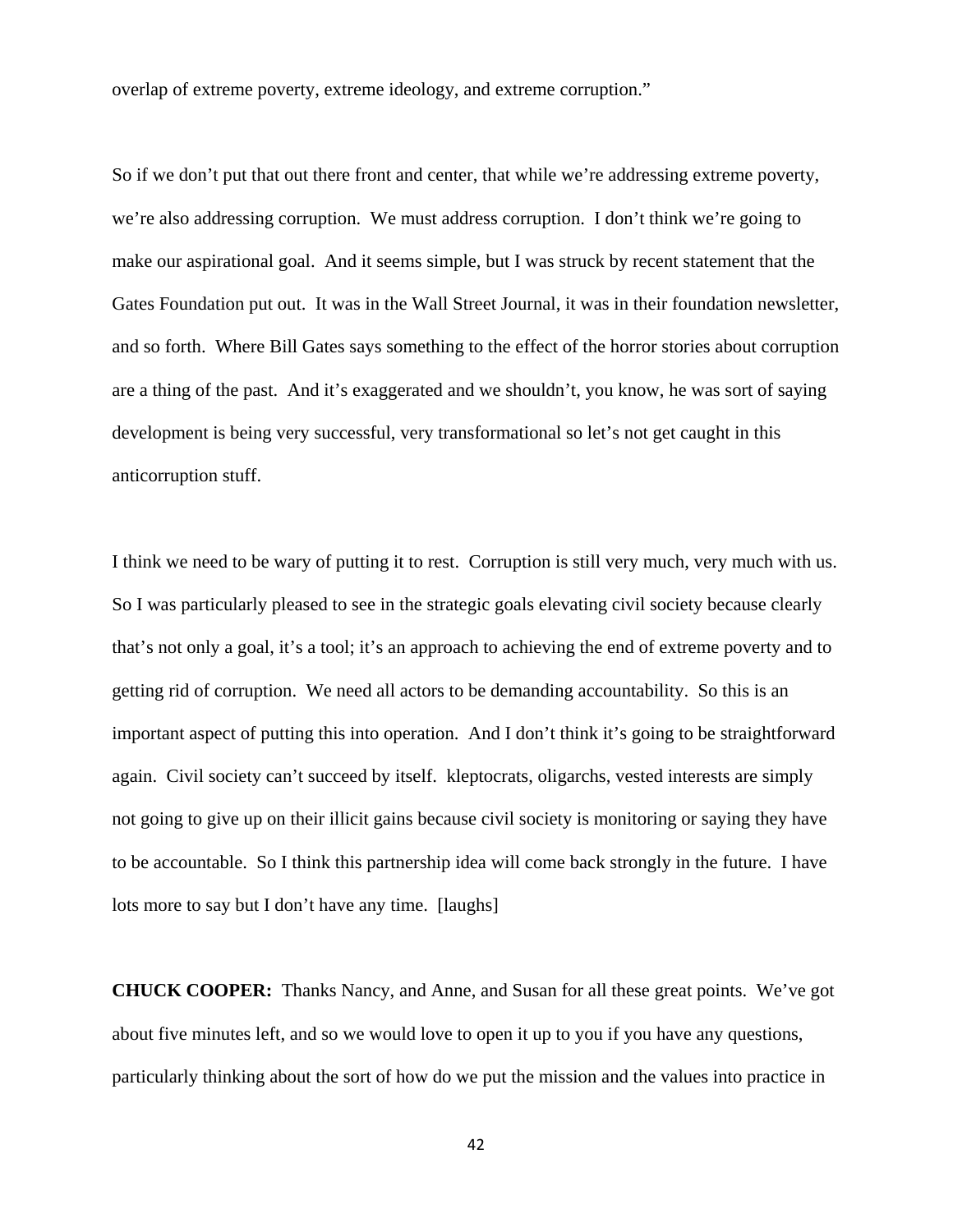overlap of extreme poverty, extreme ideology, and extreme corruption."

So if we don't put that out there front and center, that while we're addressing extreme poverty, we're also addressing corruption. We must address corruption. I don't think we're going to make our aspirational goal. And it seems simple, but I was struck by recent statement that the Gates Foundation put out. It was in the Wall Street Journal, it was in their foundation newsletter, and so forth. Where Bill Gates says something to the effect of the horror stories about corruption are a thing of the past. And it's exaggerated and we shouldn't, you know, he was sort of saying development is being very successful, very transformational so let's not get caught in this anticorruption stuff.

I think we need to be wary of putting it to rest. Corruption is still very much, very much with us. So I was particularly pleased to see in the strategic goals elevating civil society because clearly that's not only a goal, it's a tool; it's an approach to achieving the end of extreme poverty and to getting rid of corruption. We need all actors to be demanding accountability. So this is an important aspect of putting this into operation. And I don't think it's going to be straightforward again. Civil society can't succeed by itself. kleptocrats, oligarchs, vested interests are simply not going to give up on their illicit gains because civil society is monitoring or saying they have to be accountable. So I think this partnership idea will come back strongly in the future. I have lots more to say but I don't have any time. [laughs]

**CHUCK COOPER:** Thanks Nancy, and Anne, and Susan for all these great points. We've got about five minutes left, and so we would love to open it up to you if you have any questions, particularly thinking about the sort of how do we put the mission and the values into practice in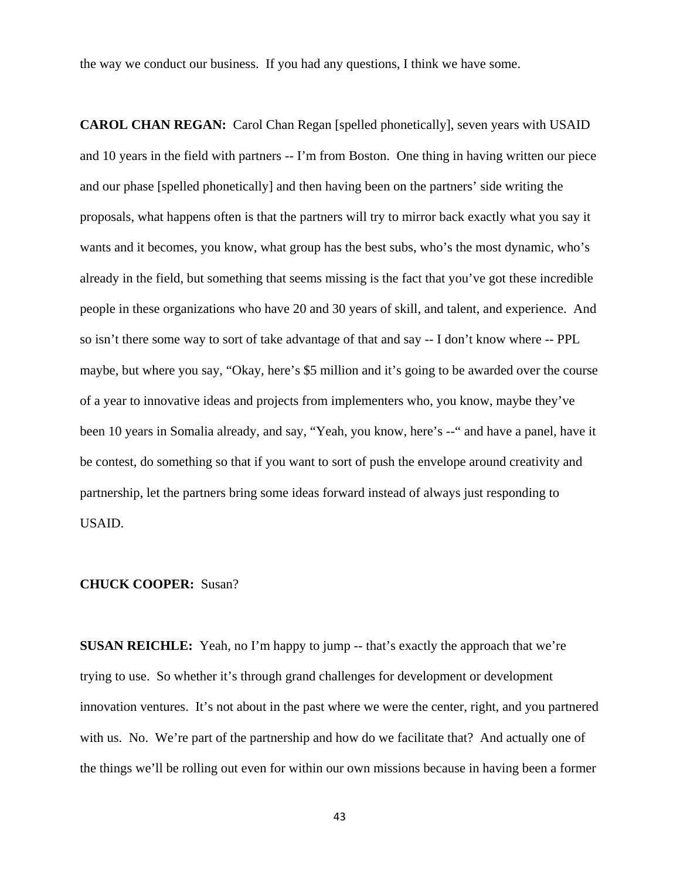the way we conduct our business. If you had any questions, I think we have some.

**CAROL CHAN REGAN:** Carol Chan Regan [spelled phonetically], seven years with USAID and 10 years in the field with partners -- I'm from Boston. One thing in having written our piece and our phase [spelled phonetically] and then having been on the partners' side writing the proposals, what happens often is that the partners will try to mirror back exactly what you say it wants and it becomes, you know, what group has the best subs, who's the most dynamic, who's already in the field, but something that seems missing is the fact that you've got these incredible people in these organizations who have 20 and 30 years of skill, and talent, and experience. And so isn't there some way to sort of take advantage of that and say -- I don't know where -- PPL maybe, but where you say, "Okay, here's $5 million and it's going to be awarded over the course of a year to innovative ideas and projects from implementers who, you know, maybe they've been 10 years in Somalia already, and say, "Yeah, you know, here's --" and have a panel, have it be contest, do something so that if you want to sort of push the envelope around creativity and partnership, let the partners bring some ideas forward instead of always just responding to USAID.

**CHUCK COOPER:** Susan?

**SUSAN REICHLE:** Yeah, no I'm happy to jump -- that's exactly the approach that we're trying to use. So whether it's through grand challenges for development or development innovation ventures. It's not about in the past where we were the center, right, and you partnered with us. No. We're part of the partnership and how do we facilitate that? And actually one of the things we'll be rolling out even for within our own missions because in having been a former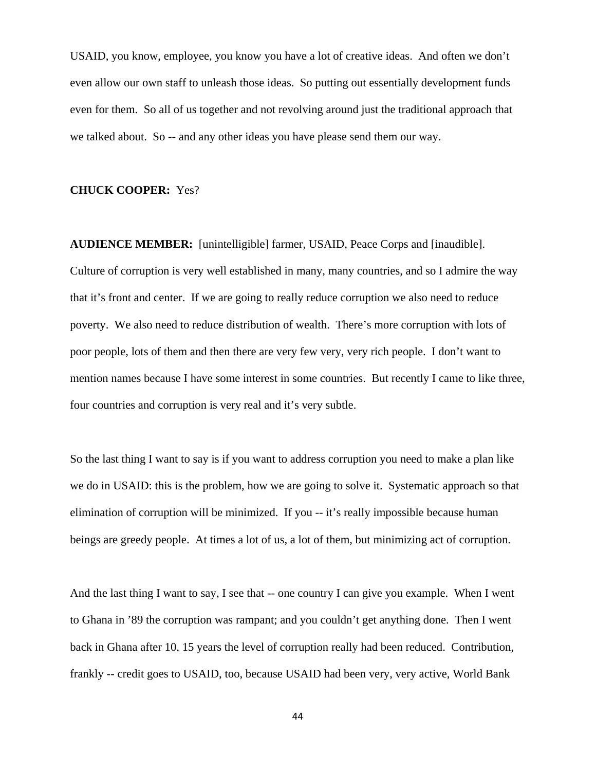USAID, you know, employee, you know you have a lot of creative ideas. And often we don't even allow our own staff to unleash those ideas. So putting out essentially development funds even for them. So all of us together and not revolving around just the traditional approach that we talked about. So -- and any other ideas you have please send them our way.

**CHUCK COOPER:** Yes?

**AUDIENCE MEMBER:** [unintelligible] farmer, USAID, Peace Corps and [inaudible]. Culture of corruption is very well established in many, many countries, and so I admire the way that it's front and center. If we are going to really reduce corruption we also need to reduce poverty. We also need to reduce distribution of wealth. There's more corruption with lots of poor people, lots of them and then there are very few very, very rich people. I don't want to mention names because I have some interest in some countries. But recently I came to like three, four countries and corruption is very real and it's very subtle.

So the last thing I want to say is if you want to address corruption you need to make a plan like we do in USAID: this is the problem, how we are going to solve it. Systematic approach so that elimination of corruption will be minimized. If you -- it's really impossible because human beings are greedy people. At times a lot of us, a lot of them, but minimizing act of corruption.

And the last thing I want to say, I see that -- one country I can give you example. When I went to Ghana in '89 the corruption was rampant; and you couldn't get anything done. Then I went back in Ghana after 10, 15 years the level of corruption really had been reduced. Contribution, frankly -- credit goes to USAID, too, because USAID had been very, very active, World Bank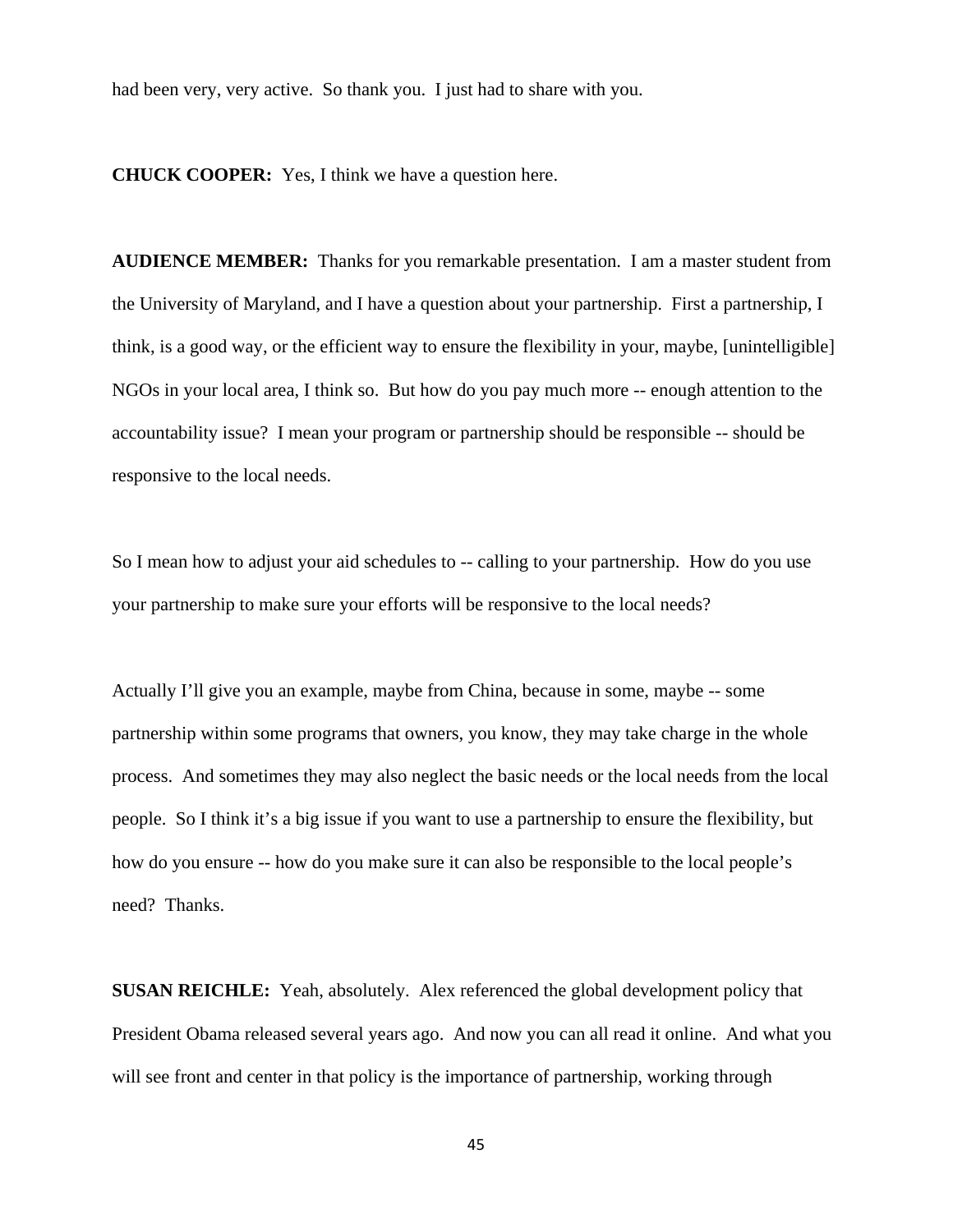had been very, very active. So thank you. I just had to share with you.

**CHUCK COOPER:** Yes, I think we have a question here.

**AUDIENCE MEMBER:** Thanks for you remarkable presentation. I am a master student from the University of Maryland, and I have a question about your partnership. First a partnership, I think, is a good way, or the efficient way to ensure the flexibility in your, maybe, [unintelligible] NGOs in your local area, I think so. But how do you pay much more -- enough attention to the accountability issue? I mean your program or partnership should be responsible -- should be responsive to the local needs.

So I mean how to adjust your aid schedules to -- calling to your partnership. How do you use your partnership to make sure your efforts will be responsive to the local needs?

Actually I'll give you an example, maybe from China, because in some, maybe -- some partnership within some programs that owners, you know, they may take charge in the whole process. And sometimes they may also neglect the basic needs or the local needs from the local people. So I think it's a big issue if you want to use a partnership to ensure the flexibility, but how do you ensure -- how do you make sure it can also be responsible to the local people's need? Thanks.

**SUSAN REICHLE:** Yeah, absolutely. Alex referenced the global development policy that President Obama released several years ago. And now you can all read it online. And what you will see front and center in that policy is the importance of partnership, working through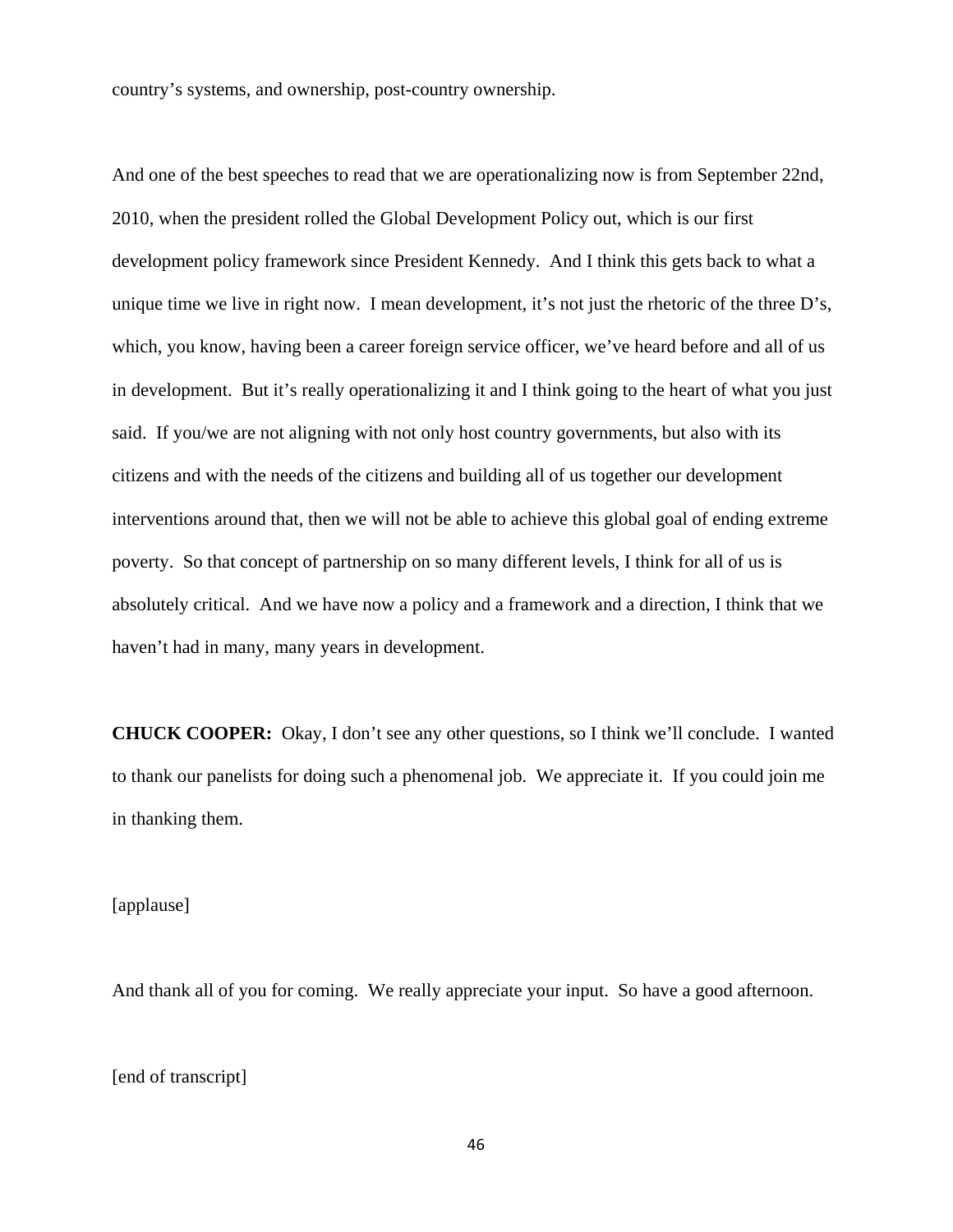country's systems, and ownership, post-country ownership.

And one of the best speeches to read that we are operationalizing now is from September 22nd, 2010, when the president rolled the Global Development Policy out, which is our first development policy framework since President Kennedy. And I think this gets back to what a unique time we live in right now. I mean development, it's not just the rhetoric of the three D's, which, you know, having been a career foreign service officer, we've heard before and all of us in development. But it's really operationalizing it and I think going to the heart of what you just said. If you/we are not aligning with not only host country governments, but also with its citizens and with the needs of the citizens and building all of us together our development interventions around that, then we will not be able to achieve this global goal of ending extreme poverty. So that concept of partnership on so many different levels, I think for all of us is absolutely critical. And we have now a policy and a framework and a direction, I think that we haven't had in many, many years in development.

**CHUCK COOPER:** Okay, I don't see any other questions, so I think we'll conclude. I wanted to thank our panelists for doing such a phenomenal job. We appreciate it. If you could join me in thanking them.

[applause]

And thank all of you for coming. We really appreciate your input. So have a good afternoon.

[end of transcript]